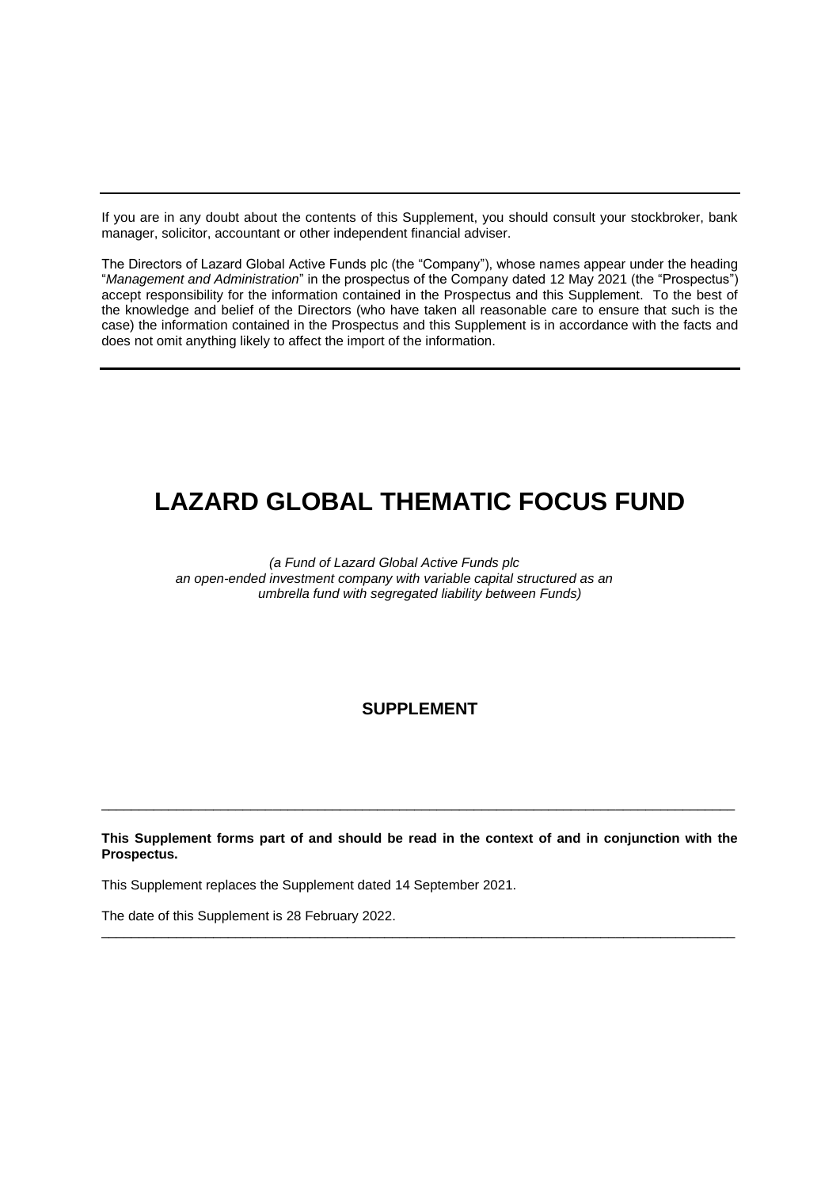If you are in any doubt about the contents of this Supplement, you should consult your stockbroker, bank manager, solicitor, accountant or other independent financial adviser.

The Directors of Lazard Global Active Funds plc (the "Company"), whose names appear under the heading "*Management and Administration*" in the prospectus of the Company dated 12 May 2021 (the "Prospectus") accept responsibility for the information contained in the Prospectus and this Supplement. To the best of the knowledge and belief of the Directors (who have taken all reasonable care to ensure that such is the case) the information contained in the Prospectus and this Supplement is in accordance with the facts and does not omit anything likely to affect the import of the information.

# LAZARD GLOBAL THEMATIC FOCUS FUND

*(a Fund of Lazard Global Active Funds plc an open-ended investment company with variable capital structured as an umbrella fund with segregated liability between Funds)*

## SUPPLEMENT

---

**This Supplement forms part of and should be read in the context of and in conjunction with the Prospectus.**

This Supplement replaces the Supplement dated 14 September 2021.

The date of this Supplement is 28 February 2022.

---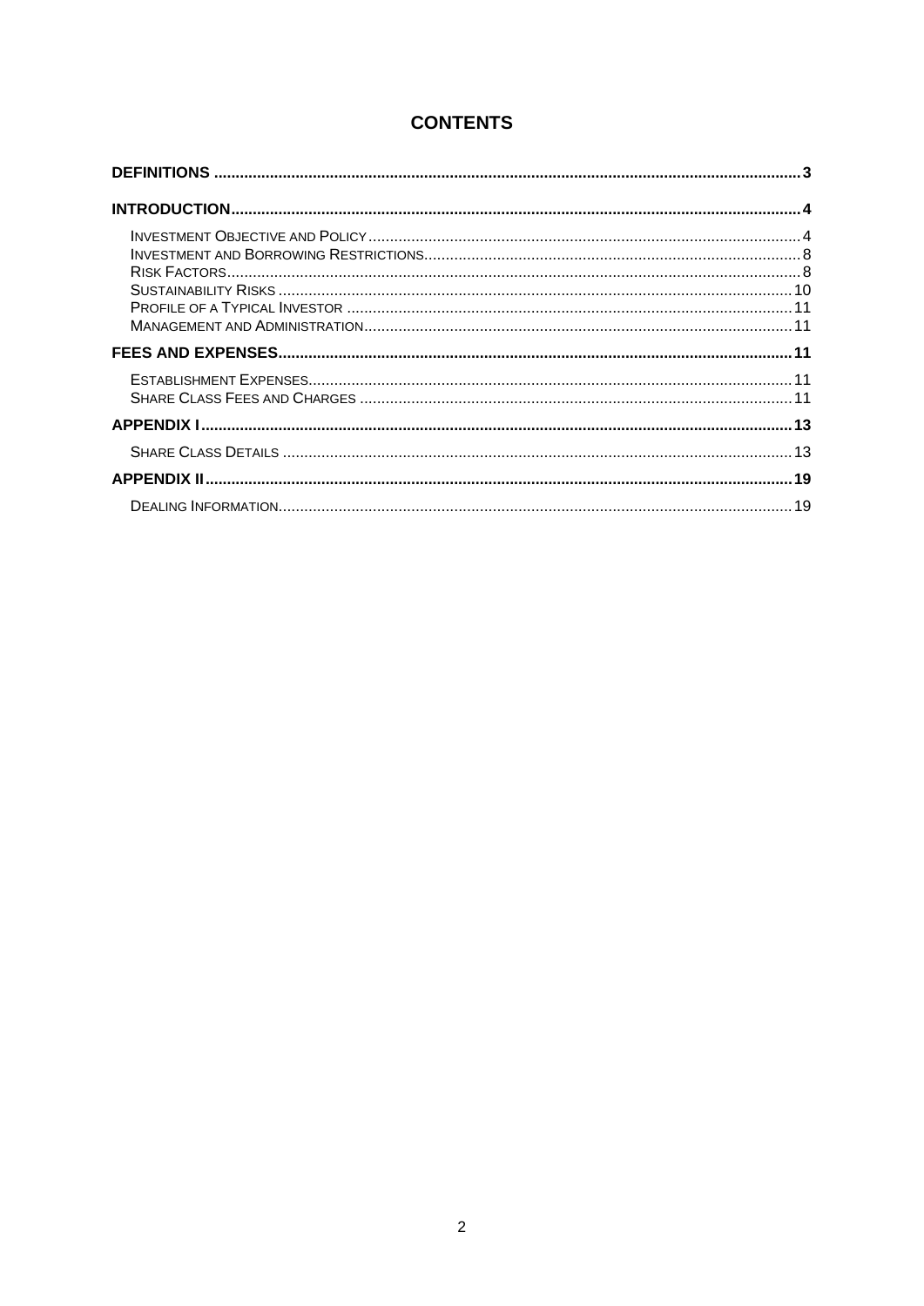# CONTENTS

**DEFINITIONS** ........ 3

**INTRODUCTION** ........ 4

- Investment Objective and Policy ........ 4
- Investment and Borrowing Restrictions ........ 8
- Risk Factors ........ 8
- Sustainability Risks ........ 10
- Profile of a Typical Investor ........ 11
- Management and Administration ........ 11

**FEES AND EXPENSES** ........ 11

- Establishment Expenses ........ 11
- Share Class Fees and Charges ........ 11

**APPENDIX I** ........ 13

- Share Class Details ........ 13

**APPENDIX II** ........ 19

- Dealing Information ........ 19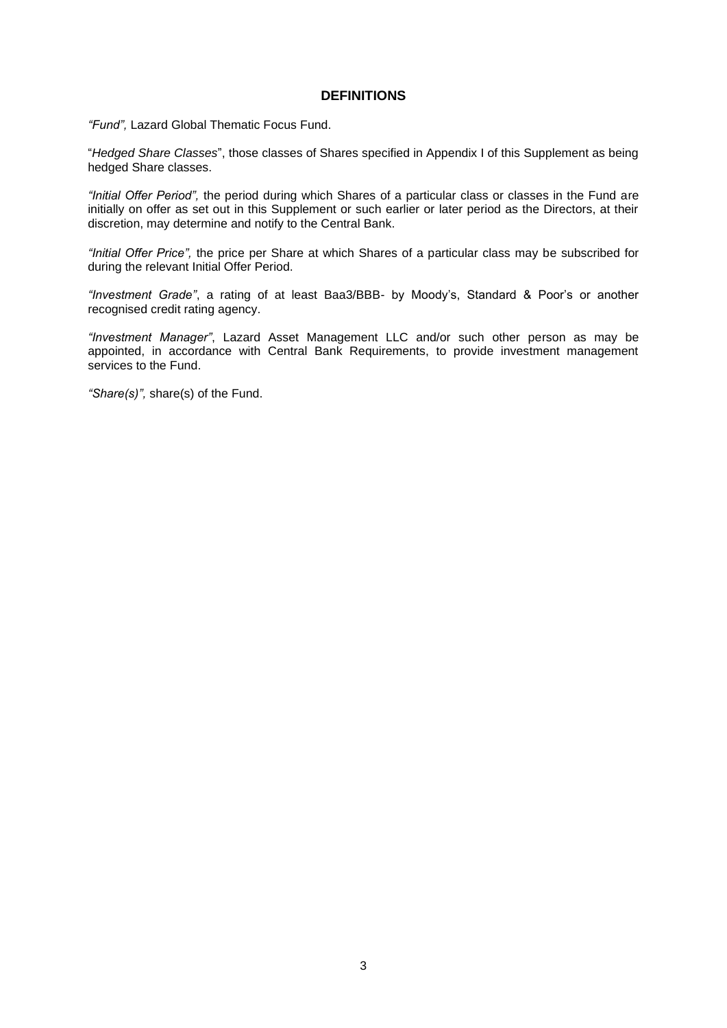## DEFINITIONS

*"Fund",* Lazard Global Thematic Focus Fund.

"*Hedged Share Classes*", those classes of Shares specified in Appendix I of this Supplement as being hedged Share classes.

*"Initial Offer Period",* the period during which Shares of a particular class or classes in the Fund are initially on offer as set out in this Supplement or such earlier or later period as the Directors, at their discretion, may determine and notify to the Central Bank.

*"Initial Offer Price",* the price per Share at which Shares of a particular class may be subscribed for during the relevant Initial Offer Period.

*"Investment Grade"*, a rating of at least Baa3/BBB- by Moody's, Standard & Poor's or another recognised credit rating agency.

*"Investment Manager"*, Lazard Asset Management LLC and/or such other person as may be appointed, in accordance with Central Bank Requirements, to provide investment management services to the Fund.

*"Share(s)",* share(s) of the Fund.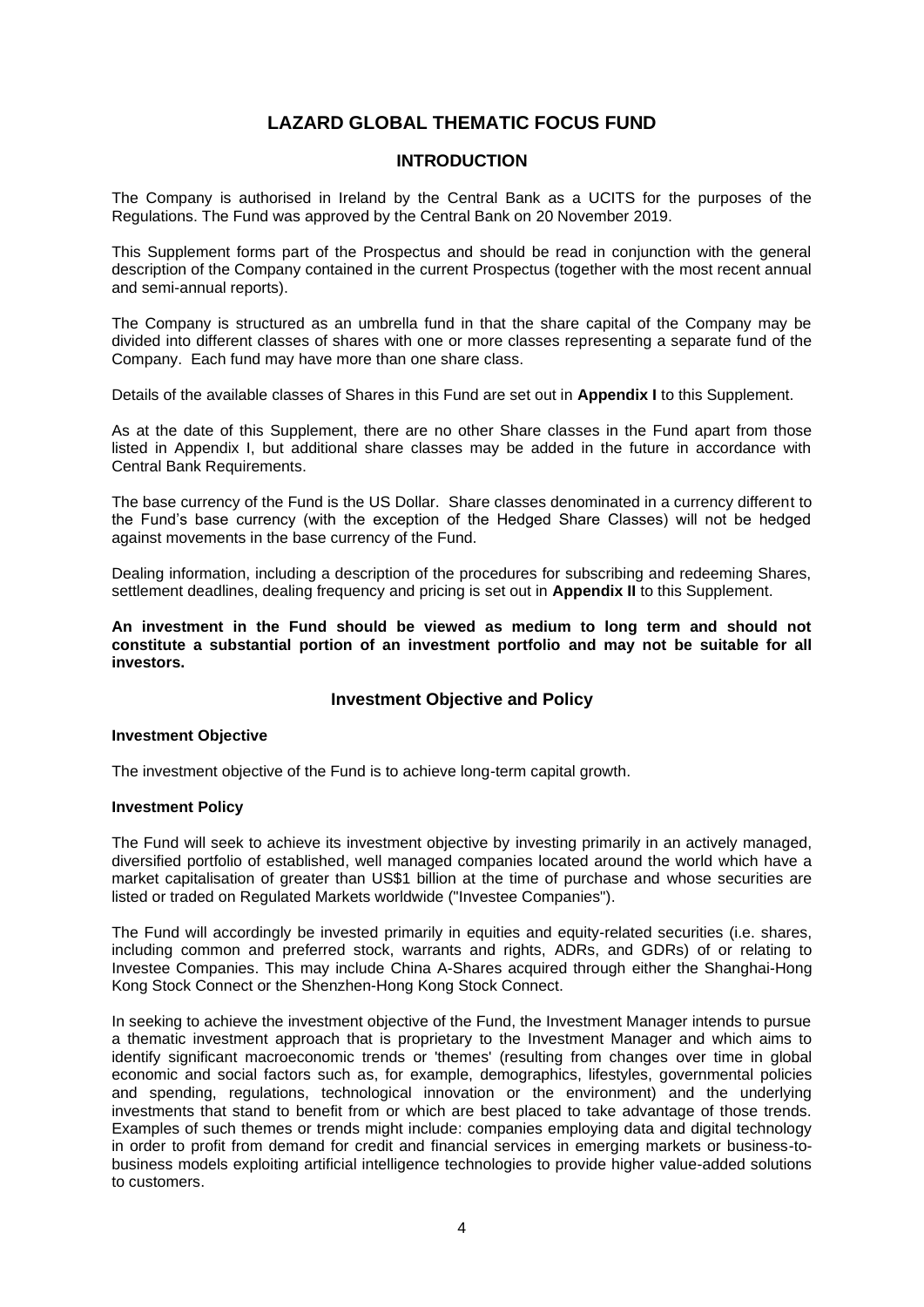# LAZARD GLOBAL THEMATIC FOCUS FUND

## INTRODUCTION

The Company is authorised in Ireland by the Central Bank as a UCITS for the purposes of the Regulations. The Fund was approved by the Central Bank on 20 November 2019.

This Supplement forms part of the Prospectus and should be read in conjunction with the general description of the Company contained in the current Prospectus (together with the most recent annual and semi-annual reports).

The Company is structured as an umbrella fund in that the share capital of the Company may be divided into different classes of shares with one or more classes representing a separate fund of the Company. Each fund may have more than one share class.

Details of the available classes of Shares in this Fund are set out in **Appendix I** to this Supplement.

As at the date of this Supplement, there are no other Share classes in the Fund apart from those listed in Appendix I, but additional share classes may be added in the future in accordance with Central Bank Requirements.

The base currency of the Fund is the US Dollar. Share classes denominated in a currency different to the Fund's base currency (with the exception of the Hedged Share Classes) will not be hedged against movements in the base currency of the Fund.

Dealing information, including a description of the procedures for subscribing and redeeming Shares, settlement deadlines, dealing frequency and pricing is set out in **Appendix II** to this Supplement.

**An investment in the Fund should be viewed as medium to long term and should not constitute a substantial portion of an investment portfolio and may not be suitable for all investors.**

## Investment Objective and Policy

**Investment Objective**

The investment objective of the Fund is to achieve long-term capital growth.

**Investment Policy**

The Fund will seek to achieve its investment objective by investing primarily in an actively managed, diversified portfolio of established, well managed companies located around the world which have a market capitalisation of greater than US$1 billion at the time of purchase and whose securities are listed or traded on Regulated Markets worldwide ("Investee Companies").

The Fund will accordingly be invested primarily in equities and equity-related securities (i.e. shares, including common and preferred stock, warrants and rights, ADRs, and GDRs) of or relating to Investee Companies. This may include China A-Shares acquired through either the Shanghai-Hong Kong Stock Connect or the Shenzhen-Hong Kong Stock Connect.

In seeking to achieve the investment objective of the Fund, the Investment Manager intends to pursue a thematic investment approach that is proprietary to the Investment Manager and which aims to identify significant macroeconomic trends or 'themes' (resulting from changes over time in global economic and social factors such as, for example, demographics, lifestyles, governmental policies and spending, regulations, technological innovation or the environment) and the underlying investments that stand to benefit from or which are best placed to take advantage of those trends. Examples of such themes or trends might include: companies employing data and digital technology in order to profit from demand for credit and financial services in emerging markets or business-to-business models exploiting artificial intelligence technologies to provide higher value-added solutions to customers.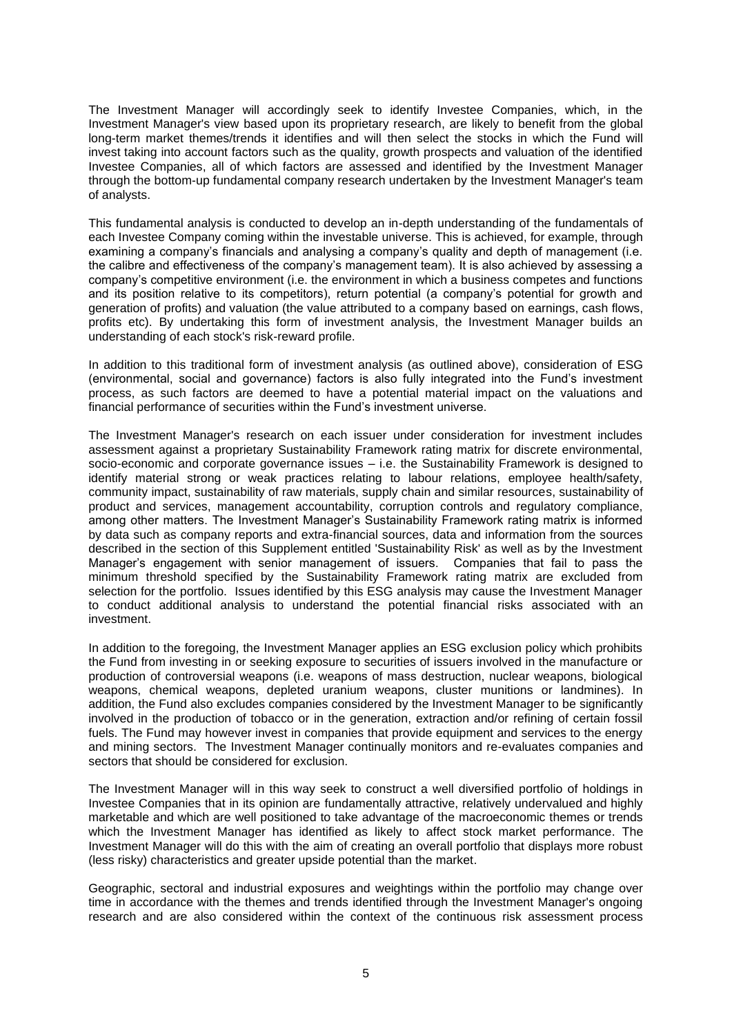The Investment Manager will accordingly seek to identify Investee Companies, which, in the Investment Manager's view based upon its proprietary research, are likely to benefit from the global long-term market themes/trends it identifies and will then select the stocks in which the Fund will invest taking into account factors such as the quality, growth prospects and valuation of the identified Investee Companies, all of which factors are assessed and identified by the Investment Manager through the bottom-up fundamental company research undertaken by the Investment Manager's team of analysts.

This fundamental analysis is conducted to develop an in-depth understanding of the fundamentals of each Investee Company coming within the investable universe. This is achieved, for example, through examining a company's financials and analysing a company's quality and depth of management (i.e. the calibre and effectiveness of the company's management team). It is also achieved by assessing a company's competitive environment (i.e. the environment in which a business competes and functions and its position relative to its competitors), return potential (a company's potential for growth and generation of profits) and valuation (the value attributed to a company based on earnings, cash flows, profits etc). By undertaking this form of investment analysis, the Investment Manager builds an understanding of each stock's risk-reward profile.

In addition to this traditional form of investment analysis (as outlined above), consideration of ESG (environmental, social and governance) factors is also fully integrated into the Fund's investment process, as such factors are deemed to have a potential material impact on the valuations and financial performance of securities within the Fund's investment universe.

The Investment Manager's research on each issuer under consideration for investment includes assessment against a proprietary Sustainability Framework rating matrix for discrete environmental, socio-economic and corporate governance issues – i.e. the Sustainability Framework is designed to identify material strong or weak practices relating to labour relations, employee health/safety, community impact, sustainability of raw materials, supply chain and similar resources, sustainability of product and services, management accountability, corruption controls and regulatory compliance, among other matters. The Investment Manager's Sustainability Framework rating matrix is informed by data such as company reports and extra-financial sources, data and information from the sources described in the section of this Supplement entitled 'Sustainability Risk' as well as by the Investment Manager's engagement with senior management of issuers. Companies that fail to pass the minimum threshold specified by the Sustainability Framework rating matrix are excluded from selection for the portfolio. Issues identified by this ESG analysis may cause the Investment Manager to conduct additional analysis to understand the potential financial risks associated with an investment.

In addition to the foregoing, the Investment Manager applies an ESG exclusion policy which prohibits the Fund from investing in or seeking exposure to securities of issuers involved in the manufacture or production of controversial weapons (i.e. weapons of mass destruction, nuclear weapons, biological weapons, chemical weapons, depleted uranium weapons, cluster munitions or landmines). In addition, the Fund also excludes companies considered by the Investment Manager to be significantly involved in the production of tobacco or in the generation, extraction and/or refining of certain fossil fuels. The Fund may however invest in companies that provide equipment and services to the energy and mining sectors. The Investment Manager continually monitors and re-evaluates companies and sectors that should be considered for exclusion.

The Investment Manager will in this way seek to construct a well diversified portfolio of holdings in Investee Companies that in its opinion are fundamentally attractive, relatively undervalued and highly marketable and which are well positioned to take advantage of the macroeconomic themes or trends which the Investment Manager has identified as likely to affect stock market performance. The Investment Manager will do this with the aim of creating an overall portfolio that displays more robust (less risky) characteristics and greater upside potential than the market.

Geographic, sectoral and industrial exposures and weightings within the portfolio may change over time in accordance with the themes and trends identified through the Investment Manager's ongoing research and are also considered within the context of the continuous risk assessment process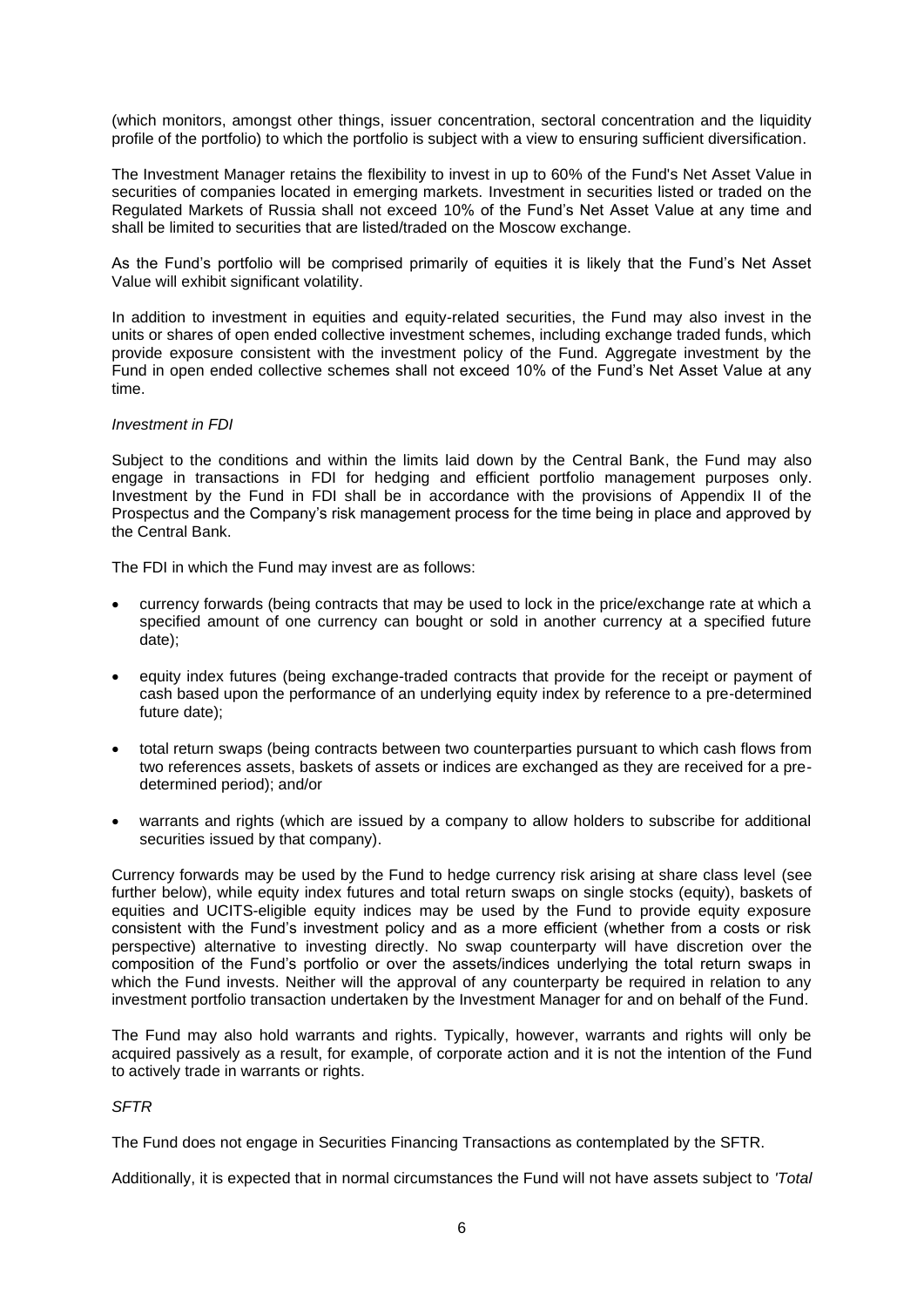(which monitors, amongst other things, issuer concentration, sectoral concentration and the liquidity profile of the portfolio) to which the portfolio is subject with a view to ensuring sufficient diversification.

The Investment Manager retains the flexibility to invest in up to 60% of the Fund's Net Asset Value in securities of companies located in emerging markets. Investment in securities listed or traded on the Regulated Markets of Russia shall not exceed 10% of the Fund's Net Asset Value at any time and shall be limited to securities that are listed/traded on the Moscow exchange.

As the Fund's portfolio will be comprised primarily of equities it is likely that the Fund's Net Asset Value will exhibit significant volatility.

In addition to investment in equities and equity-related securities, the Fund may also invest in the units or shares of open ended collective investment schemes, including exchange traded funds, which provide exposure consistent with the investment policy of the Fund. Aggregate investment by the Fund in open ended collective schemes shall not exceed 10% of the Fund's Net Asset Value at any time.

*Investment in FDI*

Subject to the conditions and within the limits laid down by the Central Bank, the Fund may also engage in transactions in FDI for hedging and efficient portfolio management purposes only. Investment by the Fund in FDI shall be in accordance with the provisions of Appendix II of the Prospectus and the Company's risk management process for the time being in place and approved by the Central Bank.

The FDI in which the Fund may invest are as follows:

- currency forwards (being contracts that may be used to lock in the price/exchange rate at which a specified amount of one currency can bought or sold in another currency at a specified future date);
- equity index futures (being exchange-traded contracts that provide for the receipt or payment of cash based upon the performance of an underlying equity index by reference to a pre-determined future date);
- total return swaps (being contracts between two counterparties pursuant to which cash flows from two references assets, baskets of assets or indices are exchanged as they are received for a pre-determined period); and/or
- warrants and rights (which are issued by a company to allow holders to subscribe for additional securities issued by that company).

Currency forwards may be used by the Fund to hedge currency risk arising at share class level (see further below), while equity index futures and total return swaps on single stocks (equity), baskets of equities and UCITS-eligible equity indices may be used by the Fund to provide equity exposure consistent with the Fund's investment policy and as a more efficient (whether from a costs or risk perspective) alternative to investing directly. No swap counterparty will have discretion over the composition of the Fund's portfolio or over the assets/indices underlying the total return swaps in which the Fund invests. Neither will the approval of any counterparty be required in relation to any investment portfolio transaction undertaken by the Investment Manager for and on behalf of the Fund.

The Fund may also hold warrants and rights. Typically, however, warrants and rights will only be acquired passively as a result, for example, of corporate action and it is not the intention of the Fund to actively trade in warrants or rights.

*SFTR*

The Fund does not engage in Securities Financing Transactions as contemplated by the SFTR.

Additionally, it is expected that in normal circumstances the Fund will not have assets subject to *'Total*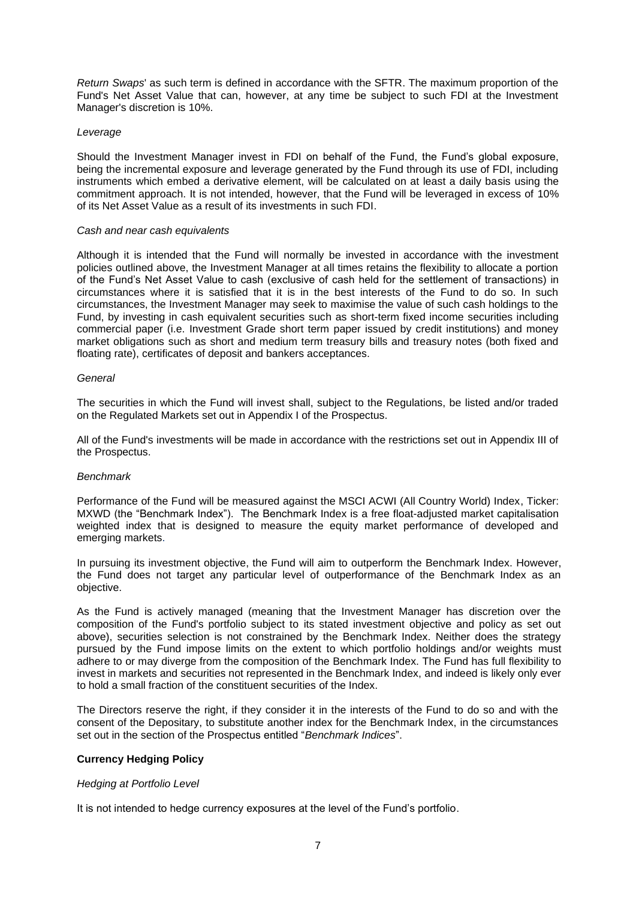*Return Swaps*' as such term is defined in accordance with the SFTR. The maximum proportion of the Fund's Net Asset Value that can, however, at any time be subject to such FDI at the Investment Manager's discretion is 10%.

*Leverage*

Should the Investment Manager invest in FDI on behalf of the Fund, the Fund's global exposure, being the incremental exposure and leverage generated by the Fund through its use of FDI, including instruments which embed a derivative element, will be calculated on at least a daily basis using the commitment approach. It is not intended, however, that the Fund will be leveraged in excess of 10% of its Net Asset Value as a result of its investments in such FDI.

*Cash and near cash equivalents*

Although it is intended that the Fund will normally be invested in accordance with the investment policies outlined above, the Investment Manager at all times retains the flexibility to allocate a portion of the Fund's Net Asset Value to cash (exclusive of cash held for the settlement of transactions) in circumstances where it is satisfied that it is in the best interests of the Fund to do so. In such circumstances, the Investment Manager may seek to maximise the value of such cash holdings to the Fund, by investing in cash equivalent securities such as short-term fixed income securities including commercial paper (i.e. Investment Grade short term paper issued by credit institutions) and money market obligations such as short and medium term treasury bills and treasury notes (both fixed and floating rate), certificates of deposit and bankers acceptances.

*General*

The securities in which the Fund will invest shall, subject to the Regulations, be listed and/or traded on the Regulated Markets set out in Appendix I of the Prospectus.

All of the Fund's investments will be made in accordance with the restrictions set out in Appendix III of the Prospectus.

*Benchmark*

Performance of the Fund will be measured against the MSCI ACWI (All Country World) Index, Ticker: MXWD (the "Benchmark Index"). The Benchmark Index is a free float-adjusted market capitalisation weighted index that is designed to measure the equity market performance of developed and emerging markets.

In pursuing its investment objective, the Fund will aim to outperform the Benchmark Index. However, the Fund does not target any particular level of outperformance of the Benchmark Index as an objective.

As the Fund is actively managed (meaning that the Investment Manager has discretion over the composition of the Fund's portfolio subject to its stated investment objective and policy as set out above), securities selection is not constrained by the Benchmark Index. Neither does the strategy pursued by the Fund impose limits on the extent to which portfolio holdings and/or weights must adhere to or may diverge from the composition of the Benchmark Index. The Fund has full flexibility to invest in markets and securities not represented in the Benchmark Index, and indeed is likely only ever to hold a small fraction of the constituent securities of the Index.

The Directors reserve the right, if they consider it in the interests of the Fund to do so and with the consent of the Depositary, to substitute another index for the Benchmark Index, in the circumstances set out in the section of the Prospectus entitled "*Benchmark Indices*".

**Currency Hedging Policy**

*Hedging at Portfolio Level*

It is not intended to hedge currency exposures at the level of the Fund's portfolio.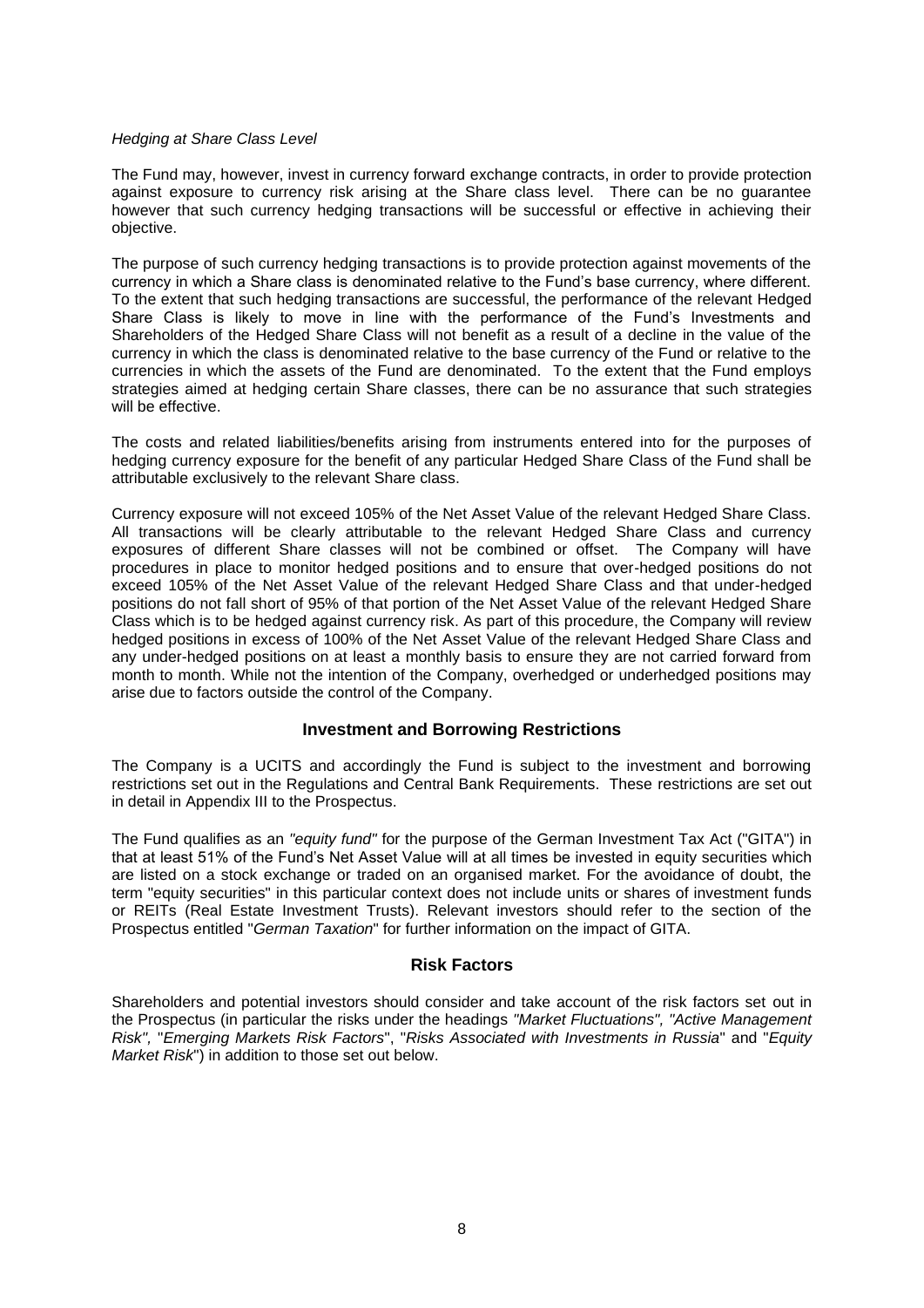*Hedging at Share Class Level*

The Fund may, however, invest in currency forward exchange contracts, in order to provide protection against exposure to currency risk arising at the Share class level. There can be no guarantee however that such currency hedging transactions will be successful or effective in achieving their objective.

The purpose of such currency hedging transactions is to provide protection against movements of the currency in which a Share class is denominated relative to the Fund's base currency, where different. To the extent that such hedging transactions are successful, the performance of the relevant Hedged Share Class is likely to move in line with the performance of the Fund's Investments and Shareholders of the Hedged Share Class will not benefit as a result of a decline in the value of the currency in which the class is denominated relative to the base currency of the Fund or relative to the currencies in which the assets of the Fund are denominated. To the extent that the Fund employs strategies aimed at hedging certain Share classes, there can be no assurance that such strategies will be effective.

The costs and related liabilities/benefits arising from instruments entered into for the purposes of hedging currency exposure for the benefit of any particular Hedged Share Class of the Fund shall be attributable exclusively to the relevant Share class.

Currency exposure will not exceed 105% of the Net Asset Value of the relevant Hedged Share Class. All transactions will be clearly attributable to the relevant Hedged Share Class and currency exposures of different Share classes will not be combined or offset. The Company will have procedures in place to monitor hedged positions and to ensure that over-hedged positions do not exceed 105% of the Net Asset Value of the relevant Hedged Share Class and that under-hedged positions do not fall short of 95% of that portion of the Net Asset Value of the relevant Hedged Share Class which is to be hedged against currency risk. As part of this procedure, the Company will review hedged positions in excess of 100% of the Net Asset Value of the relevant Hedged Share Class and any under-hedged positions on at least a monthly basis to ensure they are not carried forward from month to month. While not the intention of the Company, overhedged or underhedged positions may arise due to factors outside the control of the Company.

## Investment and Borrowing Restrictions

The Company is a UCITS and accordingly the Fund is subject to the investment and borrowing restrictions set out in the Regulations and Central Bank Requirements. These restrictions are set out in detail in Appendix III to the Prospectus.

The Fund qualifies as an *"equity fund"* for the purpose of the German Investment Tax Act ("GITA") in that at least 51% of the Fund's Net Asset Value will at all times be invested in equity securities which are listed on a stock exchange or traded on an organised market. For the avoidance of doubt, the term "equity securities" in this particular context does not include units or shares of investment funds or REITs (Real Estate Investment Trusts). Relevant investors should refer to the section of the Prospectus entitled "*German Taxation*" for further information on the impact of GITA.

## Risk Factors

Shareholders and potential investors should consider and take account of the risk factors set out in the Prospectus (in particular the risks under the headings *"Market Fluctuations", "Active Management Risk",* "*Emerging Markets Risk Factors*", "*Risks Associated with Investments in Russia*" and "*Equity Market Risk*") in addition to those set out below.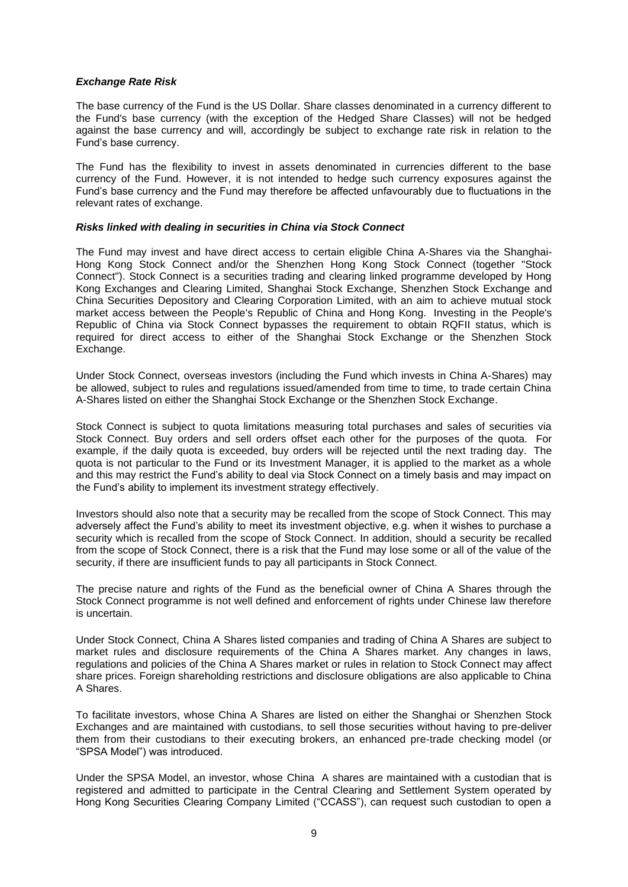***Exchange Rate Risk***

The base currency of the Fund is the US Dollar. Share classes denominated in a currency different to the Fund's base currency (with the exception of the Hedged Share Classes) will not be hedged against the base currency and will, accordingly be subject to exchange rate risk in relation to the Fund's base currency.

The Fund has the flexibility to invest in assets denominated in currencies different to the base currency of the Fund. However, it is not intended to hedge such currency exposures against the Fund's base currency and the Fund may therefore be affected unfavourably due to fluctuations in the relevant rates of exchange.

***Risks linked with dealing in securities in China via Stock Connect***

The Fund may invest and have direct access to certain eligible China A-Shares via the Shanghai-Hong Kong Stock Connect and/or the Shenzhen Hong Kong Stock Connect (together "Stock Connect"). Stock Connect is a securities trading and clearing linked programme developed by Hong Kong Exchanges and Clearing Limited, Shanghai Stock Exchange, Shenzhen Stock Exchange and China Securities Depository and Clearing Corporation Limited, with an aim to achieve mutual stock market access between the People's Republic of China and Hong Kong. Investing in the People's Republic of China via Stock Connect bypasses the requirement to obtain RQFII status, which is required for direct access to either of the Shanghai Stock Exchange or the Shenzhen Stock Exchange.

Under Stock Connect, overseas investors (including the Fund which invests in China A-Shares) may be allowed, subject to rules and regulations issued/amended from time to time, to trade certain China A-Shares listed on either the Shanghai Stock Exchange or the Shenzhen Stock Exchange.

Stock Connect is subject to quota limitations measuring total purchases and sales of securities via Stock Connect. Buy orders and sell orders offset each other for the purposes of the quota. For example, if the daily quota is exceeded, buy orders will be rejected until the next trading day. The quota is not particular to the Fund or its Investment Manager, it is applied to the market as a whole and this may restrict the Fund's ability to deal via Stock Connect on a timely basis and may impact on the Fund's ability to implement its investment strategy effectively.

Investors should also note that a security may be recalled from the scope of Stock Connect. This may adversely affect the Fund's ability to meet its investment objective, e.g. when it wishes to purchase a security which is recalled from the scope of Stock Connect. In addition, should a security be recalled from the scope of Stock Connect, there is a risk that the Fund may lose some or all of the value of the security, if there are insufficient funds to pay all participants in Stock Connect.

The precise nature and rights of the Fund as the beneficial owner of China A Shares through the Stock Connect programme is not well defined and enforcement of rights under Chinese law therefore is uncertain.

Under Stock Connect, China A Shares listed companies and trading of China A Shares are subject to market rules and disclosure requirements of the China A Shares market. Any changes in laws, regulations and policies of the China A Shares market or rules in relation to Stock Connect may affect share prices. Foreign shareholding restrictions and disclosure obligations are also applicable to China A Shares.

To facilitate investors, whose China A Shares are listed on either the Shanghai or Shenzhen Stock Exchanges and are maintained with custodians, to sell those securities without having to pre-deliver them from their custodians to their executing brokers, an enhanced pre-trade checking model (or "SPSA Model") was introduced.

Under the SPSA Model, an investor, whose China A shares are maintained with a custodian that is registered and admitted to participate in the Central Clearing and Settlement System operated by Hong Kong Securities Clearing Company Limited ("CCASS"), can request such custodian to open a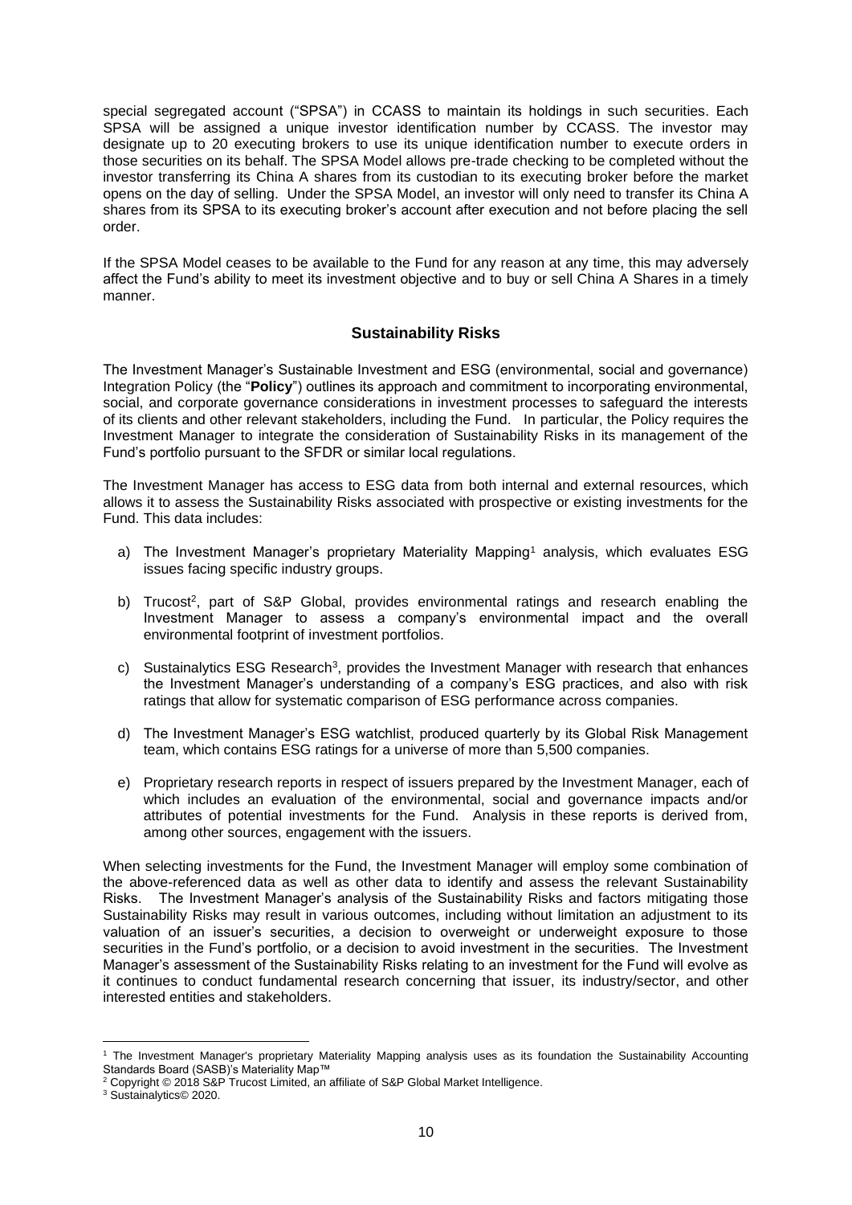special segregated account ("SPSA") in CCASS to maintain its holdings in such securities. Each SPSA will be assigned a unique investor identification number by CCASS. The investor may designate up to 20 executing brokers to use its unique identification number to execute orders in those securities on its behalf. The SPSA Model allows pre-trade checking to be completed without the investor transferring its China A shares from its custodian to its executing broker before the market opens on the day of selling. Under the SPSA Model, an investor will only need to transfer its China A shares from its SPSA to its executing broker's account after execution and not before placing the sell order.

If the SPSA Model ceases to be available to the Fund for any reason at any time, this may adversely affect the Fund's ability to meet its investment objective and to buy or sell China A Shares in a timely manner.

## Sustainability Risks

The Investment Manager's Sustainable Investment and ESG (environmental, social and governance) Integration Policy (the "**Policy**") outlines its approach and commitment to incorporating environmental, social, and corporate governance considerations in investment processes to safeguard the interests of its clients and other relevant stakeholders, including the Fund. In particular, the Policy requires the Investment Manager to integrate the consideration of Sustainability Risks in its management of the Fund's portfolio pursuant to the SFDR or similar local regulations.

The Investment Manager has access to ESG data from both internal and external resources, which allows it to assess the Sustainability Risks associated with prospective or existing investments for the Fund. This data includes:

a) The Investment Manager's proprietary Materiality Mapping[1] analysis, which evaluates ESG issues facing specific industry groups.

b) Trucost[2], part of S&P Global, provides environmental ratings and research enabling the Investment Manager to assess a company's environmental impact and the overall environmental footprint of investment portfolios.

c) Sustainalytics ESG Research[3], provides the Investment Manager with research that enhances the Investment Manager's understanding of a company's ESG practices, and also with risk ratings that allow for systematic comparison of ESG performance across companies.

d) The Investment Manager's ESG watchlist, produced quarterly by its Global Risk Management team, which contains ESG ratings for a universe of more than 5,500 companies.

e) Proprietary research reports in respect of issuers prepared by the Investment Manager, each of which includes an evaluation of the environmental, social and governance impacts and/or attributes of potential investments for the Fund. Analysis in these reports is derived from, among other sources, engagement with the issuers.

When selecting investments for the Fund, the Investment Manager will employ some combination of the above-referenced data as well as other data to identify and assess the relevant Sustainability Risks. The Investment Manager's analysis of the Sustainability Risks and factors mitigating those Sustainability Risks may result in various outcomes, including without limitation an adjustment to its valuation of an issuer's securities, a decision to overweight or underweight exposure to those securities in the Fund's portfolio, or a decision to avoid investment in the securities. The Investment Manager's assessment of the Sustainability Risks relating to an investment for the Fund will evolve as it continues to conduct fundamental research concerning that issuer, its industry/sector, and other interested entities and stakeholders.

---

[1] The Investment Manager's proprietary Materiality Mapping analysis uses as its foundation the Sustainability Accounting Standards Board (SASB)'s Materiality Map™

[2] Copyright © 2018 S&P Trucost Limited, an affiliate of S&P Global Market Intelligence.

[3] Sustainalytics© 2020.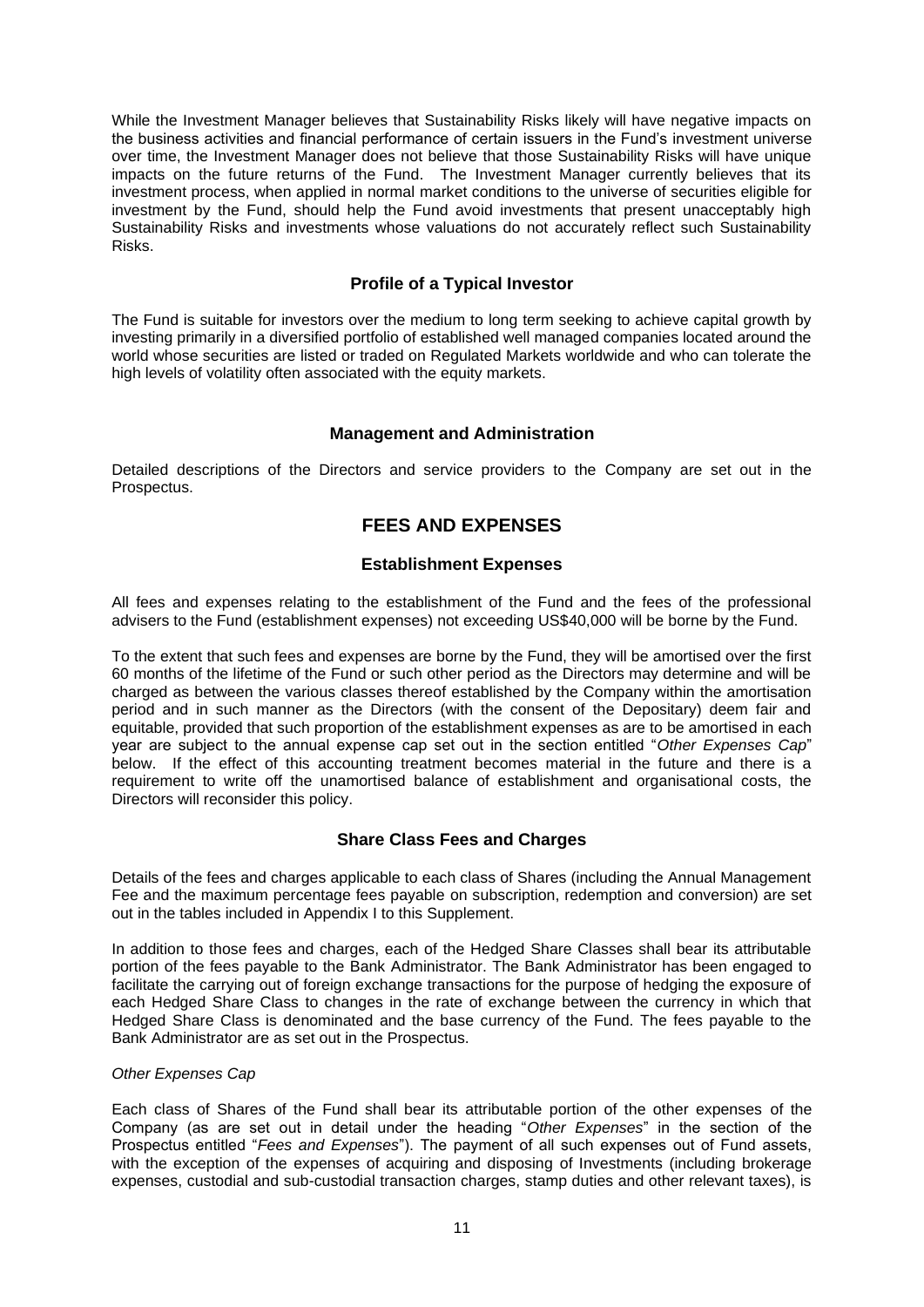While the Investment Manager believes that Sustainability Risks likely will have negative impacts on the business activities and financial performance of certain issuers in the Fund's investment universe over time, the Investment Manager does not believe that those Sustainability Risks will have unique impacts on the future returns of the Fund. The Investment Manager currently believes that its investment process, when applied in normal market conditions to the universe of securities eligible for investment by the Fund, should help the Fund avoid investments that present unacceptably high Sustainability Risks and investments whose valuations do not accurately reflect such Sustainability Risks.

### Profile of a Typical Investor

The Fund is suitable for investors over the medium to long term seeking to achieve capital growth by investing primarily in a diversified portfolio of established well managed companies located around the world whose securities are listed or traded on Regulated Markets worldwide and who can tolerate the high levels of volatility often associated with the equity markets.

### Management and Administration

Detailed descriptions of the Directors and service providers to the Company are set out in the Prospectus.

## FEES AND EXPENSES

### Establishment Expenses

All fees and expenses relating to the establishment of the Fund and the fees of the professional advisers to the Fund (establishment expenses) not exceeding US$40,000 will be borne by the Fund.

To the extent that such fees and expenses are borne by the Fund, they will be amortised over the first 60 months of the lifetime of the Fund or such other period as the Directors may determine and will be charged as between the various classes thereof established by the Company within the amortisation period and in such manner as the Directors (with the consent of the Depositary) deem fair and equitable, provided that such proportion of the establishment expenses as are to be amortised in each year are subject to the annual expense cap set out in the section entitled "*Other Expenses Cap*" below. If the effect of this accounting treatment becomes material in the future and there is a requirement to write off the unamortised balance of establishment and organisational costs, the Directors will reconsider this policy.

### Share Class Fees and Charges

Details of the fees and charges applicable to each class of Shares (including the Annual Management Fee and the maximum percentage fees payable on subscription, redemption and conversion) are set out in the tables included in Appendix I to this Supplement.

In addition to those fees and charges, each of the Hedged Share Classes shall bear its attributable portion of the fees payable to the Bank Administrator. The Bank Administrator has been engaged to facilitate the carrying out of foreign exchange transactions for the purpose of hedging the exposure of each Hedged Share Class to changes in the rate of exchange between the currency in which that Hedged Share Class is denominated and the base currency of the Fund. The fees payable to the Bank Administrator are as set out in the Prospectus.

*Other Expenses Cap*

Each class of Shares of the Fund shall bear its attributable portion of the other expenses of the Company (as are set out in detail under the heading "*Other Expenses*" in the section of the Prospectus entitled "*Fees and Expenses*"). The payment of all such expenses out of Fund assets, with the exception of the expenses of acquiring and disposing of Investments (including brokerage expenses, custodial and sub-custodial transaction charges, stamp duties and other relevant taxes), is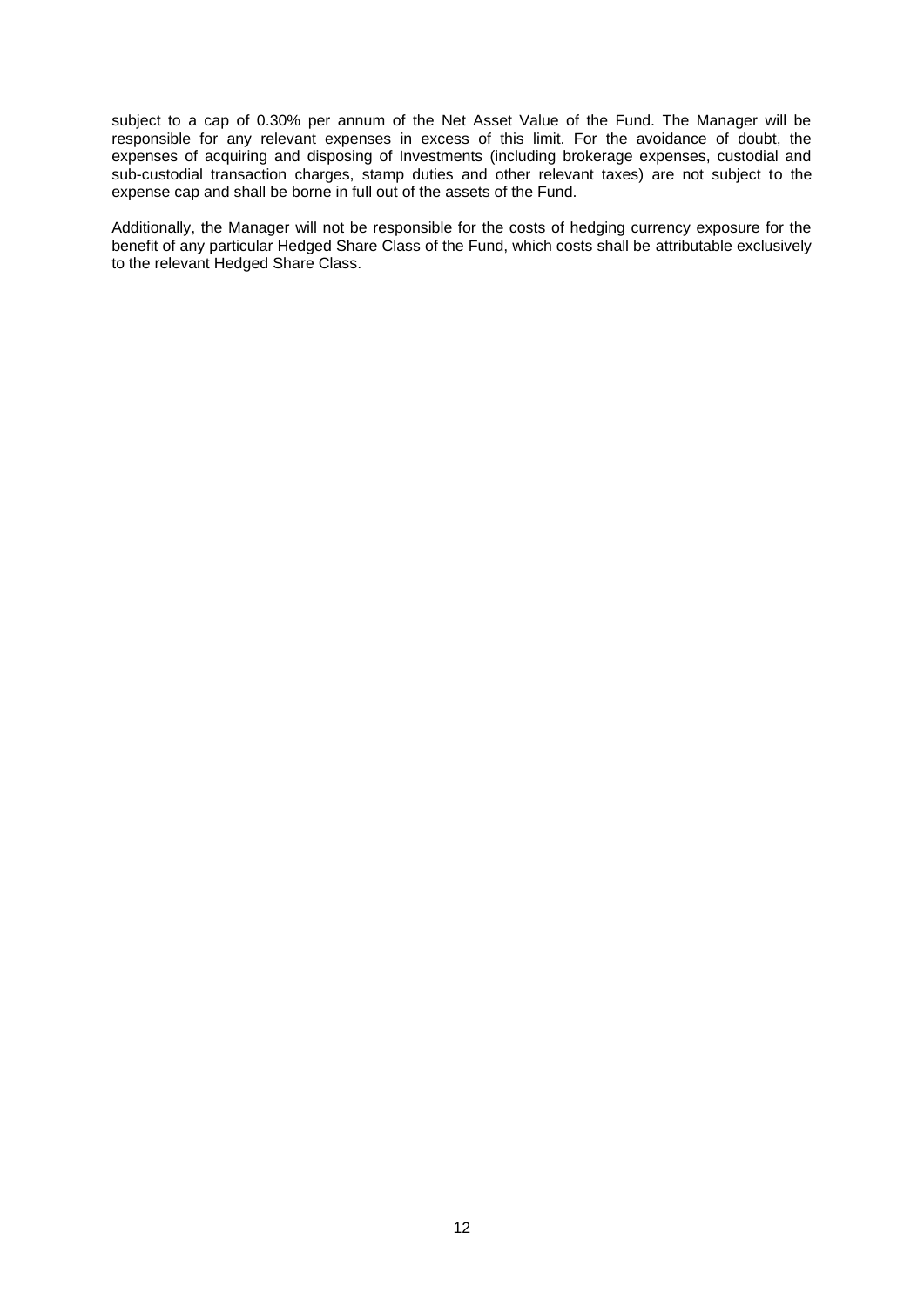subject to a cap of 0.30% per annum of the Net Asset Value of the Fund. The Manager will be responsible for any relevant expenses in excess of this limit. For the avoidance of doubt, the expenses of acquiring and disposing of Investments (including brokerage expenses, custodial and sub-custodial transaction charges, stamp duties and other relevant taxes) are not subject to the expense cap and shall be borne in full out of the assets of the Fund.

Additionally, the Manager will not be responsible for the costs of hedging currency exposure for the benefit of any particular Hedged Share Class of the Fund, which costs shall be attributable exclusively to the relevant Hedged Share Class.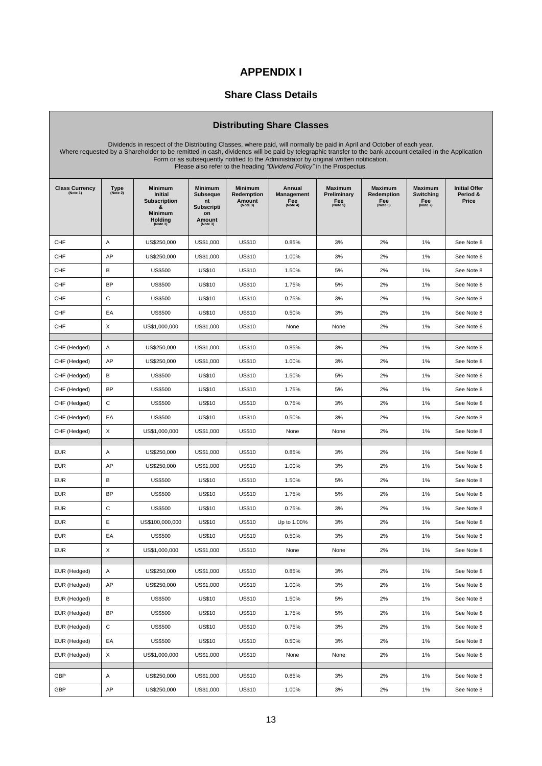# APPENDIX I

## Share Class Details

### Distributing Share Classes

Dividends in respect of the Distributing Classes, where paid, will normally be paid in April and October of each year. Where requested by a Shareholder to be remitted in cash, dividends will be paid by telegraphic transfer to the bank account detailed in the Application Form or as subsequently notified to the Administrator by original written notification. Please also refer to the heading *"Dividend Policy"* in the Prospectus.

| Class Currency (Note 1) | Type (Note 2) | Minimum Initial Subscription & Minimum Holding (Note 3) | Minimum Subsequent Subscription Amount (Note 3) | Minimum Redemption Amount (Note 3) | Annual Management Fee (Note 4) | Maximum Preliminary Fee (Note 5) | Maximum Redemption Fee (Note 6) | Maximum Switching Fee (Note 7) | Initial Offer Period & Price |
|---|---|---|---|---|---|---|---|---|---|
| CHF | A | US$250,000 | US$1,000 | US$10 | 0.85% | 3% | 2% | 1% | See Note 8 |
| CHF | AP | US$250,000 | US$1,000 | US$10 | 1.00% | 3% | 2% | 1% | See Note 8 |
| CHF | B | US$500 | US$10 | US$10 | 1.50% | 5% | 2% | 1% | See Note 8 |
| CHF | BP | US$500 | US$10 | US$10 | 1.75% | 5% | 2% | 1% | See Note 8 |
| CHF | C | US$500 | US$10 | US$10 | 0.75% | 3% | 2% | 1% | See Note 8 |
| CHF | EA | US$500 | US$10 | US$10 | 0.50% | 3% | 2% | 1% | See Note 8 |
| CHF | X | US$1,000,000 | US$1,000 | US$10 | None | None | 2% | 1% | See Note 8 |
| | | | | | | | | | |
| CHF (Hedged) | A | US$250,000 | US$1,000 | US$10 | 0.85% | 3% | 2% | 1% | See Note 8 |
| CHF (Hedged) | AP | US$250,000 | US$1,000 | US$10 | 1.00% | 3% | 2% | 1% | See Note 8 |
| CHF (Hedged) | B | US$500 | US$10 | US$10 | 1.50% | 5% | 2% | 1% | See Note 8 |
| CHF (Hedged) | BP | US$500 | US$10 | US$10 | 1.75% | 5% | 2% | 1% | See Note 8 |
| CHF (Hedged) | C | US$500 | US$10 | US$10 | 0.75% | 3% | 2% | 1% | See Note 8 |
| CHF (Hedged) | EA | US$500 | US$10 | US$10 | 0.50% | 3% | 2% | 1% | See Note 8 |
| CHF (Hedged) | X | US$1,000,000 | US$1,000 | US$10 | None | None | 2% | 1% | See Note 8 |
| | | | | | | | | | |
| EUR | A | US$250,000 | US$1,000 | US$10 | 0.85% | 3% | 2% | 1% | See Note 8 |
| EUR | AP | US$250,000 | US$1,000 | US$10 | 1.00% | 3% | 2% | 1% | See Note 8 |
| EUR | B | US$500 | US$10 | US$10 | 1.50% | 5% | 2% | 1% | See Note 8 |
| EUR | BP | US$500 | US$10 | US$10 | 1.75% | 5% | 2% | 1% | See Note 8 |
| EUR | C | US$500 | US$10 | US$10 | 0.75% | 3% | 2% | 1% | See Note 8 |
| EUR | E | US$100,000,000 | US$10 | US$10 | Up to 1.00% | 3% | 2% | 1% | See Note 8 |
| EUR | EA | US$500 | US$10 | US$10 | 0.50% | 3% | 2% | 1% | See Note 8 |
| EUR | X | US$1,000,000 | US$1,000 | US$10 | None | None | 2% | 1% | See Note 8 |
| | | | | | | | | | |
| EUR (Hedged) | A | US$250,000 | US$1,000 | US$10 | 0.85% | 3% | 2% | 1% | See Note 8 |
| EUR (Hedged) | AP | US$250,000 | US$1,000 | US$10 | 1.00% | 3% | 2% | 1% | See Note 8 |
| EUR (Hedged) | B | US$500 | US$10 | US$10 | 1.50% | 5% | 2% | 1% | See Note 8 |
| EUR (Hedged) | BP | US$500 | US$10 | US$10 | 1.75% | 5% | 2% | 1% | See Note 8 |
| EUR (Hedged) | C | US$500 | US$10 | US$10 | 0.75% | 3% | 2% | 1% | See Note 8 |
| EUR (Hedged) | EA | US$500 | US$10 | US$10 | 0.50% | 3% | 2% | 1% | See Note 8 |
| EUR (Hedged) | X | US$1,000,000 | US$1,000 | US$10 | None | None | 2% | 1% | See Note 8 |
| | | | | | | | | | |
| GBP | A | US$250,000 | US$1,000 | US$10 | 0.85% | 3% | 2% | 1% | See Note 8 |
| GBP | AP | US$250,000 | US$1,000 | US$10 | 1.00% | 3% | 2% | 1% | See Note 8 |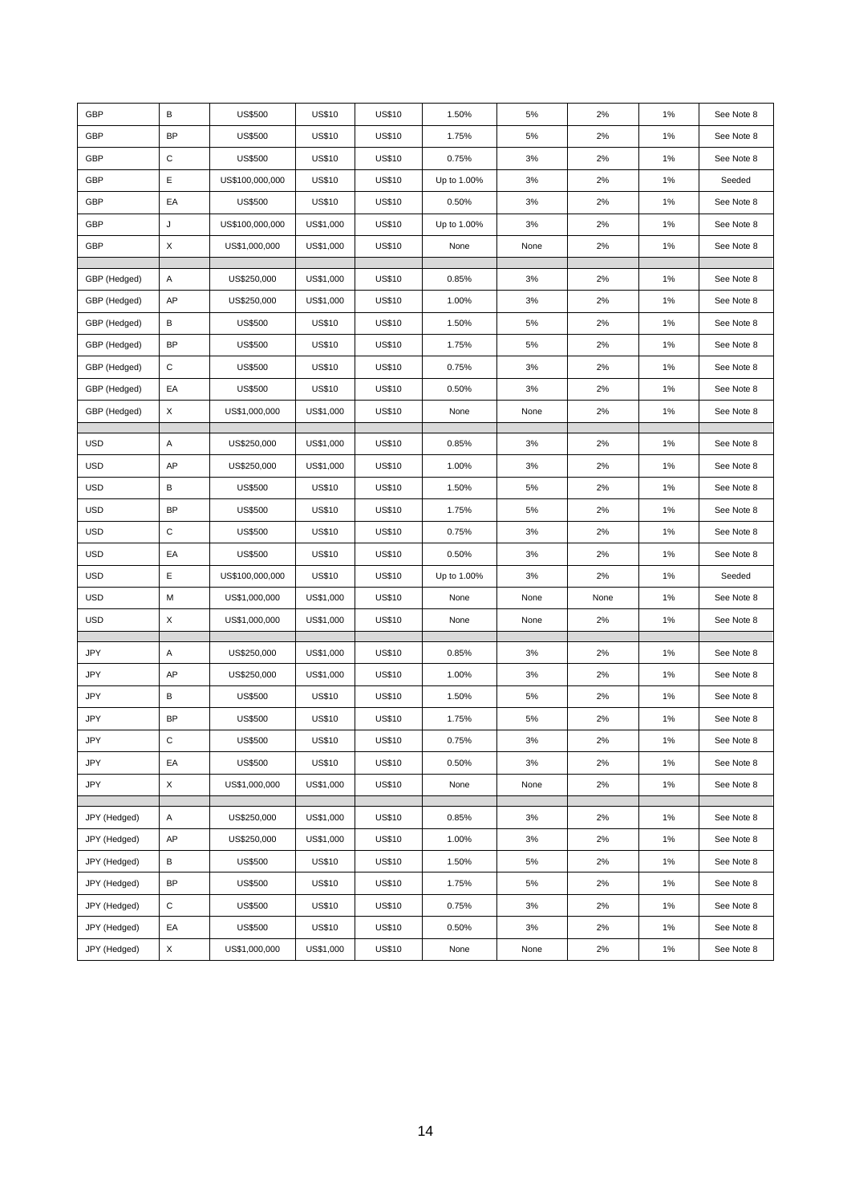| GBP | B | US$500 | US$10 | US$10 | 1.50% | 5% | 2% | 1% | See Note 8 |
|---|---|---|---|---|---|---|---|---|---|
| GBP | BP | US$500 | US$10 | US$10 | 1.75% | 5% | 2% | 1% | See Note 8 |
| GBP | C | US$500 | US$10 | US$10 | 0.75% | 3% | 2% | 1% | See Note 8 |
| GBP | E | US$100,000,000 | US$10 | US$10 | Up to 1.00% | 3% | 2% | 1% | Seeded |
| GBP | EA | US$500 | US$10 | US$10 | 0.50% | 3% | 2% | 1% | See Note 8 |
| GBP | J | US$100,000,000 | US$1,000 | US$10 | Up to 1.00% | 3% | 2% | 1% | See Note 8 |
| GBP | X | US$1,000,000 | US$1,000 | US$10 | None | None | 2% | 1% | See Note 8 |
| | | | | | | | | | |
| GBP (Hedged) | A | US$250,000 | US$1,000 | US$10 | 0.85% | 3% | 2% | 1% | See Note 8 |
| GBP (Hedged) | AP | US$250,000 | US$1,000 | US$10 | 1.00% | 3% | 2% | 1% | See Note 8 |
| GBP (Hedged) | B | US$500 | US$10 | US$10 | 1.50% | 5% | 2% | 1% | See Note 8 |
| GBP (Hedged) | BP | US$500 | US$10 | US$10 | 1.75% | 5% | 2% | 1% | See Note 8 |
| GBP (Hedged) | C | US$500 | US$10 | US$10 | 0.75% | 3% | 2% | 1% | See Note 8 |
| GBP (Hedged) | EA | US$500 | US$10 | US$10 | 0.50% | 3% | 2% | 1% | See Note 8 |
| GBP (Hedged) | X | US$1,000,000 | US$1,000 | US$10 | None | None | 2% | 1% | See Note 8 |
| | | | | | | | | | |
| USD | A | US$250,000 | US$1,000 | US$10 | 0.85% | 3% | 2% | 1% | See Note 8 |
| USD | AP | US$250,000 | US$1,000 | US$10 | 1.00% | 3% | 2% | 1% | See Note 8 |
| USD | B | US$500 | US$10 | US$10 | 1.50% | 5% | 2% | 1% | See Note 8 |
| USD | BP | US$500 | US$10 | US$10 | 1.75% | 5% | 2% | 1% | See Note 8 |
| USD | C | US$500 | US$10 | US$10 | 0.75% | 3% | 2% | 1% | See Note 8 |
| USD | EA | US$500 | US$10 | US$10 | 0.50% | 3% | 2% | 1% | See Note 8 |
| USD | E | US$100,000,000 | US$10 | US$10 | Up to 1.00% | 3% | 2% | 1% | Seeded |
| USD | M | US$1,000,000 | US$1,000 | US$10 | None | None | None | 1% | See Note 8 |
| USD | X | US$1,000,000 | US$1,000 | US$10 | None | None | 2% | 1% | See Note 8 |
| | | | | | | | | | |
| JPY | A | US$250,000 | US$1,000 | US$10 | 0.85% | 3% | 2% | 1% | See Note 8 |
| JPY | AP | US$250,000 | US$1,000 | US$10 | 1.00% | 3% | 2% | 1% | See Note 8 |
| JPY | B | US$500 | US$10 | US$10 | 1.50% | 5% | 2% | 1% | See Note 8 |
| JPY | BP | US$500 | US$10 | US$10 | 1.75% | 5% | 2% | 1% | See Note 8 |
| JPY | C | US$500 | US$10 | US$10 | 0.75% | 3% | 2% | 1% | See Note 8 |
| JPY | EA | US$500 | US$10 | US$10 | 0.50% | 3% | 2% | 1% | See Note 8 |
| JPY | X | US$1,000,000 | US$1,000 | US$10 | None | None | 2% | 1% | See Note 8 |
| | | | | | | | | | |
| JPY (Hedged) | A | US$250,000 | US$1,000 | US$10 | 0.85% | 3% | 2% | 1% | See Note 8 |
| JPY (Hedged) | AP | US$250,000 | US$1,000 | US$10 | 1.00% | 3% | 2% | 1% | See Note 8 |
| JPY (Hedged) | B | US$500 | US$10 | US$10 | 1.50% | 5% | 2% | 1% | See Note 8 |
| JPY (Hedged) | BP | US$500 | US$10 | US$10 | 1.75% | 5% | 2% | 1% | See Note 8 |
| JPY (Hedged) | C | US$500 | US$10 | US$10 | 0.75% | 3% | 2% | 1% | See Note 8 |
| JPY (Hedged) | EA | US$500 | US$10 | US$10 | 0.50% | 3% | 2% | 1% | See Note 8 |
| JPY (Hedged) | X | US$1,000,000 | US$1,000 | US$10 | None | None | 2% | 1% | See Note 8 |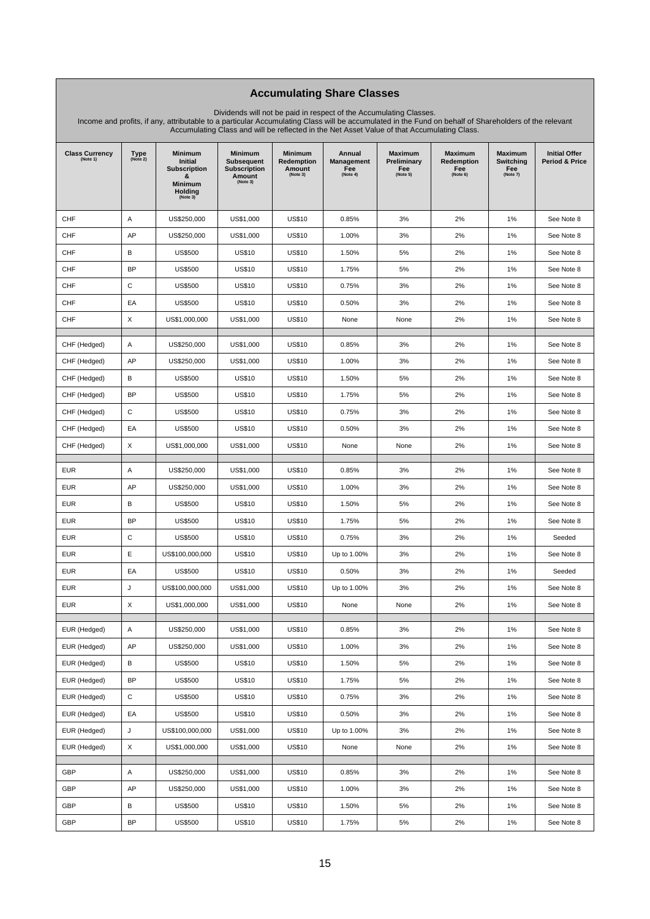## Accumulating Share Classes

Dividends will not be paid in respect of the Accumulating Classes.
Income and profits, if any, attributable to a particular Accumulating Class will be accumulated in the Fund on behalf of Shareholders of the relevant Accumulating Class and will be reflected in the Net Asset Value of that Accumulating Class.

| Class Currency (Note 1) | Type (Note 2) | Minimum Initial Subscription & Minimum Holding (Note 3) | Minimum Subsequent Subscription Amount (Note 3) | Minimum Redemption Amount (Note 3) | Annual Management Fee (Note 4) | Maximum Preliminary Fee (Note 5) | Maximum Redemption Fee (Note 6) | Maximum Switching Fee (Note 7) | Initial Offer Period & Price |
|---|---|---|---|---|---|---|---|---|---|
| CHF | A | US$250,000 | US$1,000 | US$10 | 0.85% | 3% | 2% | 1% | See Note 8 |
| CHF | AP | US$250,000 | US$1,000 | US$10 | 1.00% | 3% | 2% | 1% | See Note 8 |
| CHF | B | US$500 | US$10 | US$10 | 1.50% | 5% | 2% | 1% | See Note 8 |
| CHF | BP | US$500 | US$10 | US$10 | 1.75% | 5% | 2% | 1% | See Note 8 |
| CHF | C | US$500 | US$10 | US$10 | 0.75% | 3% | 2% | 1% | See Note 8 |
| CHF | EA | US$500 | US$10 | US$10 | 0.50% | 3% | 2% | 1% | See Note 8 |
| CHF | X | US$1,000,000 | US$1,000 | US$10 | None | None | 2% | 1% | See Note 8 |
| | | | | | | | | | |
| CHF (Hedged) | A | US$250,000 | US$1,000 | US$10 | 0.85% | 3% | 2% | 1% | See Note 8 |
| CHF (Hedged) | AP | US$250,000 | US$1,000 | US$10 | 1.00% | 3% | 2% | 1% | See Note 8 |
| CHF (Hedged) | B | US$500 | US$10 | US$10 | 1.50% | 5% | 2% | 1% | See Note 8 |
| CHF (Hedged) | BP | US$500 | US$10 | US$10 | 1.75% | 5% | 2% | 1% | See Note 8 |
| CHF (Hedged) | C | US$500 | US$10 | US$10 | 0.75% | 3% | 2% | 1% | See Note 8 |
| CHF (Hedged) | EA | US$500 | US$10 | US$10 | 0.50% | 3% | 2% | 1% | See Note 8 |
| CHF (Hedged) | X | US$1,000,000 | US$1,000 | US$10 | None | None | 2% | 1% | See Note 8 |
| | | | | | | | | | |
| EUR | A | US$250,000 | US$1,000 | US$10 | 0.85% | 3% | 2% | 1% | See Note 8 |
| EUR | AP | US$250,000 | US$1,000 | US$10 | 1.00% | 3% | 2% | 1% | See Note 8 |
| EUR | B | US$500 | US$10 | US$10 | 1.50% | 5% | 2% | 1% | See Note 8 |
| EUR | BP | US$500 | US$10 | US$10 | 1.75% | 5% | 2% | 1% | See Note 8 |
| EUR | C | US$500 | US$10 | US$10 | 0.75% | 3% | 2% | 1% | Seeded |
| EUR | E | US$100,000,000 | US$10 | US$10 | Up to 1.00% | 3% | 2% | 1% | See Note 8 |
| EUR | EA | US$500 | US$10 | US$10 | 0.50% | 3% | 2% | 1% | Seeded |
| EUR | J | US$100,000,000 | US$1,000 | US$10 | Up to 1.00% | 3% | 2% | 1% | See Note 8 |
| EUR | X | US$1,000,000 | US$1,000 | US$10 | None | None | 2% | 1% | See Note 8 |
| | | | | | | | | | |
| EUR (Hedged) | A | US$250,000 | US$1,000 | US$10 | 0.85% | 3% | 2% | 1% | See Note 8 |
| EUR (Hedged) | AP | US$250,000 | US$1,000 | US$10 | 1.00% | 3% | 2% | 1% | See Note 8 |
| EUR (Hedged) | B | US$500 | US$10 | US$10 | 1.50% | 5% | 2% | 1% | See Note 8 |
| EUR (Hedged) | BP | US$500 | US$10 | US$10 | 1.75% | 5% | 2% | 1% | See Note 8 |
| EUR (Hedged) | C | US$500 | US$10 | US$10 | 0.75% | 3% | 2% | 1% | See Note 8 |
| EUR (Hedged) | EA | US$500 | US$10 | US$10 | 0.50% | 3% | 2% | 1% | See Note 8 |
| EUR (Hedged) | J | US$100,000,000 | US$1,000 | US$10 | Up to 1.00% | 3% | 2% | 1% | See Note 8 |
| EUR (Hedged) | X | US$1,000,000 | US$1,000 | US$10 | None | None | 2% | 1% | See Note 8 |
| | | | | | | | | | |
| GBP | A | US$250,000 | US$1,000 | US$10 | 0.85% | 3% | 2% | 1% | See Note 8 |
| GBP | AP | US$250,000 | US$1,000 | US$10 | 1.00% | 3% | 2% | 1% | See Note 8 |
| GBP | B | US$500 | US$10 | US$10 | 1.50% | 5% | 2% | 1% | See Note 8 |
| GBP | BP | US$500 | US$10 | US$10 | 1.75% | 5% | 2% | 1% | See Note 8 |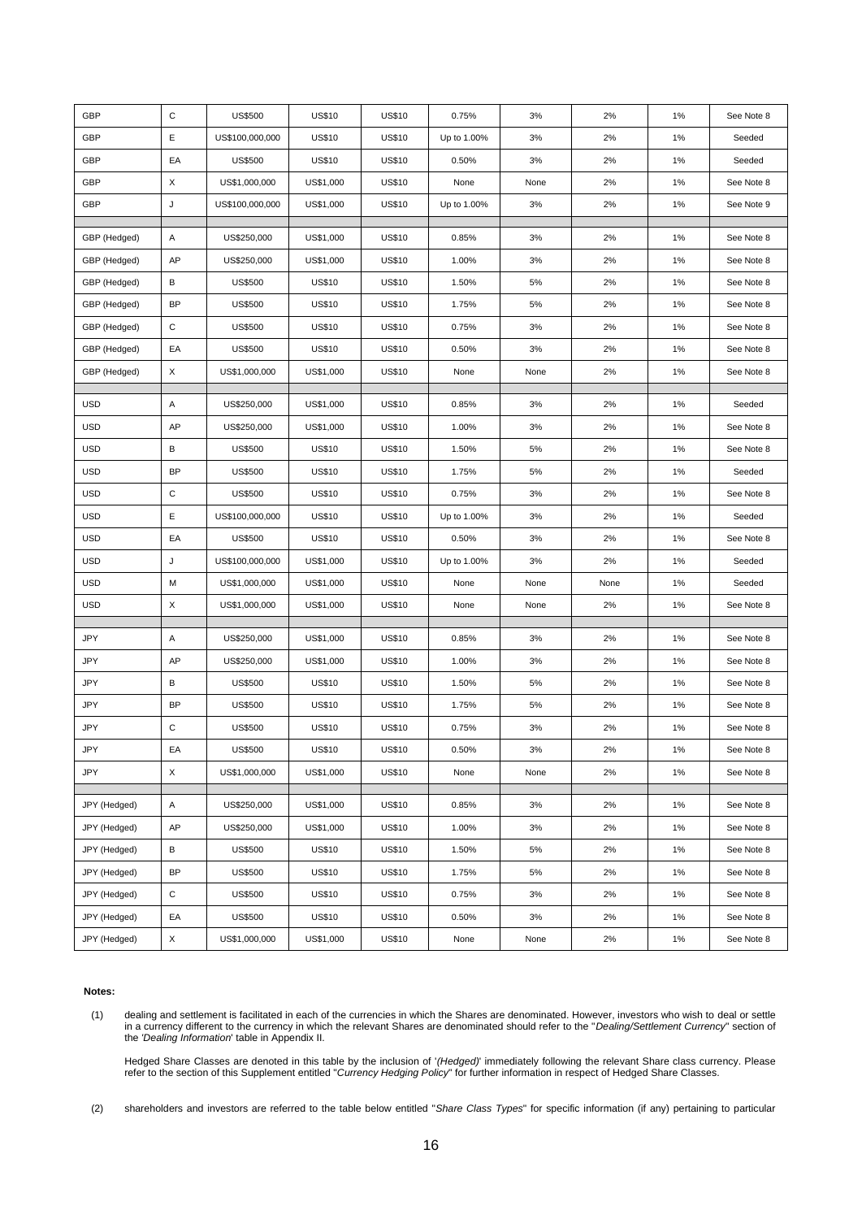| | | | | | | | | | |
|---|---|---|---|---|---|---|---|---|---|
| GBP | C | US$500 | US$10 | US$10 | 0.75% | 3% | 2% | 1% | See Note 8 |
| GBP | E | US$100,000,000 | US$10 | US$10 | Up to 1.00% | 3% | 2% | 1% | Seeded |
| GBP | EA | US$500 | US$10 | US$10 | 0.50% | 3% | 2% | 1% | Seeded |
| GBP | X | US$1,000,000 | US$1,000 | US$10 | None | None | 2% | 1% | See Note 8 |
| GBP | J | US$100,000,000 | US$1,000 | US$10 | Up to 1.00% | 3% | 2% | 1% | See Note 9 |
| | | | | | | | | | |
| GBP (Hedged) | A | US$250,000 | US$1,000 | US$10 | 0.85% | 3% | 2% | 1% | See Note 8 |
| GBP (Hedged) | AP | US$250,000 | US$1,000 | US$10 | 1.00% | 3% | 2% | 1% | See Note 8 |
| GBP (Hedged) | B | US$500 | US$10 | US$10 | 1.50% | 5% | 2% | 1% | See Note 8 |
| GBP (Hedged) | BP | US$500 | US$10 | US$10 | 1.75% | 5% | 2% | 1% | See Note 8 |
| GBP (Hedged) | C | US$500 | US$10 | US$10 | 0.75% | 3% | 2% | 1% | See Note 8 |
| GBP (Hedged) | EA | US$500 | US$10 | US$10 | 0.50% | 3% | 2% | 1% | See Note 8 |
| GBP (Hedged) | X | US$1,000,000 | US$1,000 | US$10 | None | None | 2% | 1% | See Note 8 |
| | | | | | | | | | |
| USD | A | US$250,000 | US$1,000 | US$10 | 0.85% | 3% | 2% | 1% | Seeded |
| USD | AP | US$250,000 | US$1,000 | US$10 | 1.00% | 3% | 2% | 1% | See Note 8 |
| USD | B | US$500 | US$10 | US$10 | 1.50% | 5% | 2% | 1% | See Note 8 |
| USD | BP | US$500 | US$10 | US$10 | 1.75% | 5% | 2% | 1% | Seeded |
| USD | C | US$500 | US$10 | US$10 | 0.75% | 3% | 2% | 1% | See Note 8 |
| USD | E | US$100,000,000 | US$10 | US$10 | Up to 1.00% | 3% | 2% | 1% | Seeded |
| USD | EA | US$500 | US$10 | US$10 | 0.50% | 3% | 2% | 1% | See Note 8 |
| USD | J | US$100,000,000 | US$1,000 | US$10 | Up to 1.00% | 3% | 2% | 1% | Seeded |
| USD | M | US$1,000,000 | US$1,000 | US$10 | None | None | None | 1% | Seeded |
| USD | X | US$1,000,000 | US$1,000 | US$10 | None | None | 2% | 1% | See Note 8 |
| | | | | | | | | | |
| JPY | A | US$250,000 | US$1,000 | US$10 | 0.85% | 3% | 2% | 1% | See Note 8 |
| JPY | AP | US$250,000 | US$1,000 | US$10 | 1.00% | 3% | 2% | 1% | See Note 8 |
| JPY | B | US$500 | US$10 | US$10 | 1.50% | 5% | 2% | 1% | See Note 8 |
| JPY | BP | US$500 | US$10 | US$10 | 1.75% | 5% | 2% | 1% | See Note 8 |
| JPY | C | US$500 | US$10 | US$10 | 0.75% | 3% | 2% | 1% | See Note 8 |
| JPY | EA | US$500 | US$10 | US$10 | 0.50% | 3% | 2% | 1% | See Note 8 |
| JPY | X | US$1,000,000 | US$1,000 | US$10 | None | None | 2% | 1% | See Note 8 |
| | | | | | | | | | |
| JPY (Hedged) | A | US$250,000 | US$1,000 | US$10 | 0.85% | 3% | 2% | 1% | See Note 8 |
| JPY (Hedged) | AP | US$250,000 | US$1,000 | US$10 | 1.00% | 3% | 2% | 1% | See Note 8 |
| JPY (Hedged) | B | US$500 | US$10 | US$10 | 1.50% | 5% | 2% | 1% | See Note 8 |
| JPY (Hedged) | BP | US$500 | US$10 | US$10 | 1.75% | 5% | 2% | 1% | See Note 8 |
| JPY (Hedged) | C | US$500 | US$10 | US$10 | 0.75% | 3% | 2% | 1% | See Note 8 |
| JPY (Hedged) | EA | US$500 | US$10 | US$10 | 0.50% | 3% | 2% | 1% | See Note 8 |
| JPY (Hedged) | X | US$1,000,000 | US$1,000 | US$10 | None | None | 2% | 1% | See Note 8 |

**Notes:**

(1) dealing and settlement is facilitated in each of the currencies in which the Shares are denominated. However, investors who wish to deal or settle in a currency different to the currency in which the relevant Shares are denominated should refer to the "*Dealing/Settlement Currency*" section of the *'Dealing Information*' table in Appendix II.

Hedged Share Classes are denoted in this table by the inclusion of '*(Hedged)*' immediately following the relevant Share class currency. Please refer to the section of this Supplement entitled "*Currency Hedging Policy*" for further information in respect of Hedged Share Classes.

(2) shareholders and investors are referred to the table below entitled "*Share Class Types*" for specific information (if any) pertaining to particular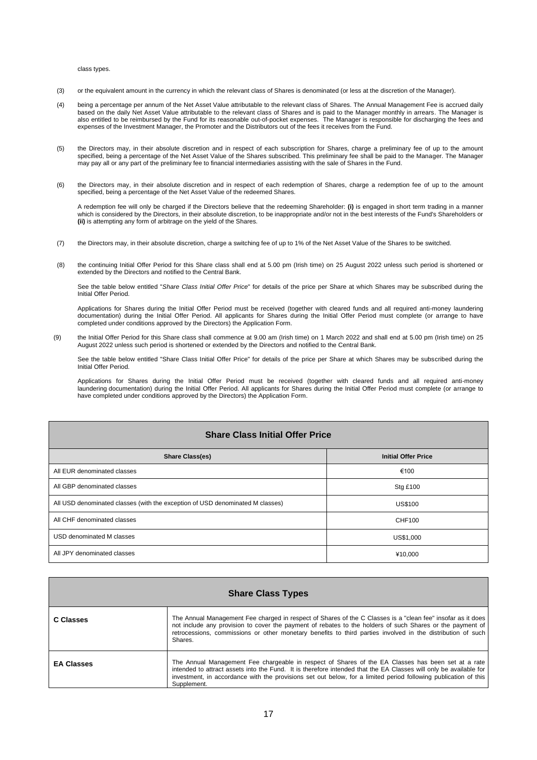class types.

(3) or the equivalent amount in the currency in which the relevant class of Shares is denominated (or less at the discretion of the Manager).

(4) being a percentage per annum of the Net Asset Value attributable to the relevant class of Shares. The Annual Management Fee is accrued daily based on the daily Net Asset Value attributable to the relevant class of Shares and is paid to the Manager monthly in arrears. The Manager is also entitled to be reimbursed by the Fund for its reasonable out-of-pocket expenses. The Manager is responsible for discharging the fees and expenses of the Investment Manager, the Promoter and the Distributors out of the fees it receives from the Fund.

(5) the Directors may, in their absolute discretion and in respect of each subscription for Shares, charge a preliminary fee of up to the amount specified, being a percentage of the Net Asset Value of the Shares subscribed. This preliminary fee shall be paid to the Manager. The Manager may pay all or any part of the preliminary fee to financial intermediaries assisting with the sale of Shares in the Fund.

(6) the Directors may, in their absolute discretion and in respect of each redemption of Shares, charge a redemption fee of up to the amount specified, being a percentage of the Net Asset Value of the redeemed Shares.

A redemption fee will only be charged if the Directors believe that the redeeming Shareholder: **(i)** is engaged in short term trading in a manner which is considered by the Directors, in their absolute discretion, to be inappropriate and/or not in the best interests of the Fund's Shareholders or **(ii)** is attempting any form of arbitrage on the yield of the Shares.

(7) the Directors may, in their absolute discretion, charge a switching fee of up to 1% of the Net Asset Value of the Shares to be switched.

(8) the continuing Initial Offer Period for this Share class shall end at 5.00 pm (Irish time) on 25 August 2022 unless such period is shortened or extended by the Directors and notified to the Central Bank.

See the table below entitled "*Share Class Initial Offer Price*" for details of the price per Share at which Shares may be subscribed during the Initial Offer Period.

Applications for Shares during the Initial Offer Period must be received (together with cleared funds and all required anti-money laundering documentation) during the Initial Offer Period. All applicants for Shares during the Initial Offer Period must complete (or arrange to have completed under conditions approved by the Directors) the Application Form.

(9) the Initial Offer Period for this Share class shall commence at 9.00 am (Irish time) on 1 March 2022 and shall end at 5.00 pm (Irish time) on 25 August 2022 unless such period is shortened or extended by the Directors and notified to the Central Bank.

See the table below entitled "Share Class Initial Offer Price" for details of the price per Share at which Shares may be subscribed during the Initial Offer Period.

Applications for Shares during the Initial Offer Period must be received (together with cleared funds and all required anti-money laundering documentation) during the Initial Offer Period. All applicants for Shares during the Initial Offer Period must complete (or arrange to have completed under conditions approved by the Directors) the Application Form.

| **Share Class Initial Offer Price** | |
|---|---|
| **Share Class(es)** | **Initial Offer Price** |
| All EUR denominated classes | €100 |
| All GBP denominated classes | Stg £100 |
| All USD denominated classes (with the exception of USD denominated M classes) | US$100 |
| All CHF denominated classes | CHF100 |
| USD denominated M classes | US$1,000 |
| All JPY denominated classes | ¥10,000 |

| **Share Class Types** | |
|---|---|
| **C Classes** | The Annual Management Fee charged in respect of Shares of the C Classes is a "clean fee" insofar as it does not include any provision to cover the payment of rebates to the holders of such Shares or the payment of retrocessions, commissions or other monetary benefits to third parties involved in the distribution of such Shares. |
| **EA Classes** | The Annual Management Fee chargeable in respect of Shares of the EA Classes has been set at a rate intended to attract assets into the Fund. It is therefore intended that the EA Classes will only be available for investment, in accordance with the provisions set out below, for a limited period following publication of this Supplement. |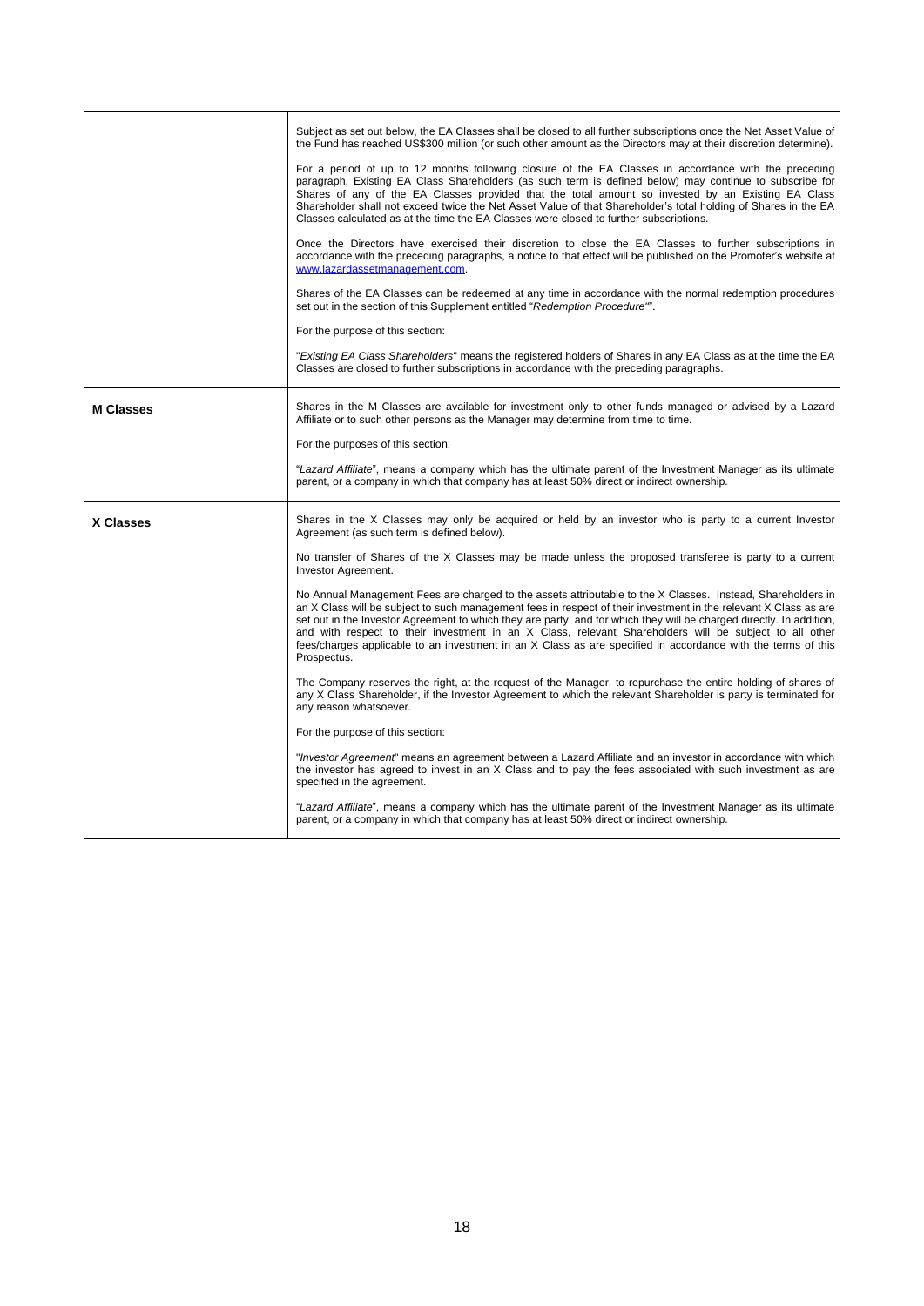| | |
|---|---|
| | Subject as set out below, the EA Classes shall be closed to all further subscriptions once the Net Asset Value of the Fund has reached US$300 million (or such other amount as the Directors may at their discretion determine).<br><br>For a period of up to 12 months following closure of the EA Classes in accordance with the preceding paragraph, Existing EA Class Shareholders (as such term is defined below) may continue to subscribe for Shares of any of the EA Classes provided that the total amount so invested by an Existing EA Class Shareholder shall not exceed twice the Net Asset Value of that Shareholder's total holding of Shares in the EA Classes calculated as at the time the EA Classes were closed to further subscriptions.<br><br>Once the Directors have exercised their discretion to close the EA Classes to further subscriptions in accordance with the preceding paragraphs, a notice to that effect will be published on the Promoter's website at www.lazardassetmanagement.com.<br><br>Shares of the EA Classes can be redeemed at any time in accordance with the normal redemption procedures set out in the section of this Supplement entitled "*Redemption Procedure*"".<br><br>For the purpose of this section:<br><br>"*Existing EA Class Shareholders*" means the registered holders of Shares in any EA Class as at the time the EA Classes are closed to further subscriptions in accordance with the preceding paragraphs. |
| **M Classes** | Shares in the M Classes are available for investment only to other funds managed or advised by a Lazard Affiliate or to such other persons as the Manager may determine from time to time.<br><br>For the purposes of this section:<br><br>"*Lazard Affiliate*", means a company which has the ultimate parent of the Investment Manager as its ultimate parent, or a company in which that company has at least 50% direct or indirect ownership. |
| **X Classes** | Shares in the X Classes may only be acquired or held by an investor who is party to a current Investor Agreement (as such term is defined below).<br><br>No transfer of Shares of the X Classes may be made unless the proposed transferee is party to a current Investor Agreement.<br><br>No Annual Management Fees are charged to the assets attributable to the X Classes. Instead, Shareholders in an X Class will be subject to such management fees in respect of their investment in the relevant X Class as are set out in the Investor Agreement to which they are party, and for which they will be charged directly. In addition, and with respect to their investment in an X Class, relevant Shareholders will be subject to all other fees/charges applicable to an investment in an X Class as are specified in accordance with the terms of this Prospectus.<br><br>The Company reserves the right, at the request of the Manager, to repurchase the entire holding of shares of any X Class Shareholder, if the Investor Agreement to which the relevant Shareholder is party is terminated for any reason whatsoever.<br><br>For the purpose of this section:<br><br>"*Investor Agreement*" means an agreement between a Lazard Affiliate and an investor in accordance with which the investor has agreed to invest in an X Class and to pay the fees associated with such investment as are specified in the agreement.<br><br>"*Lazard Affiliate*", means a company which has the ultimate parent of the Investment Manager as its ultimate parent, or a company in which that company has at least 50% direct or indirect ownership. |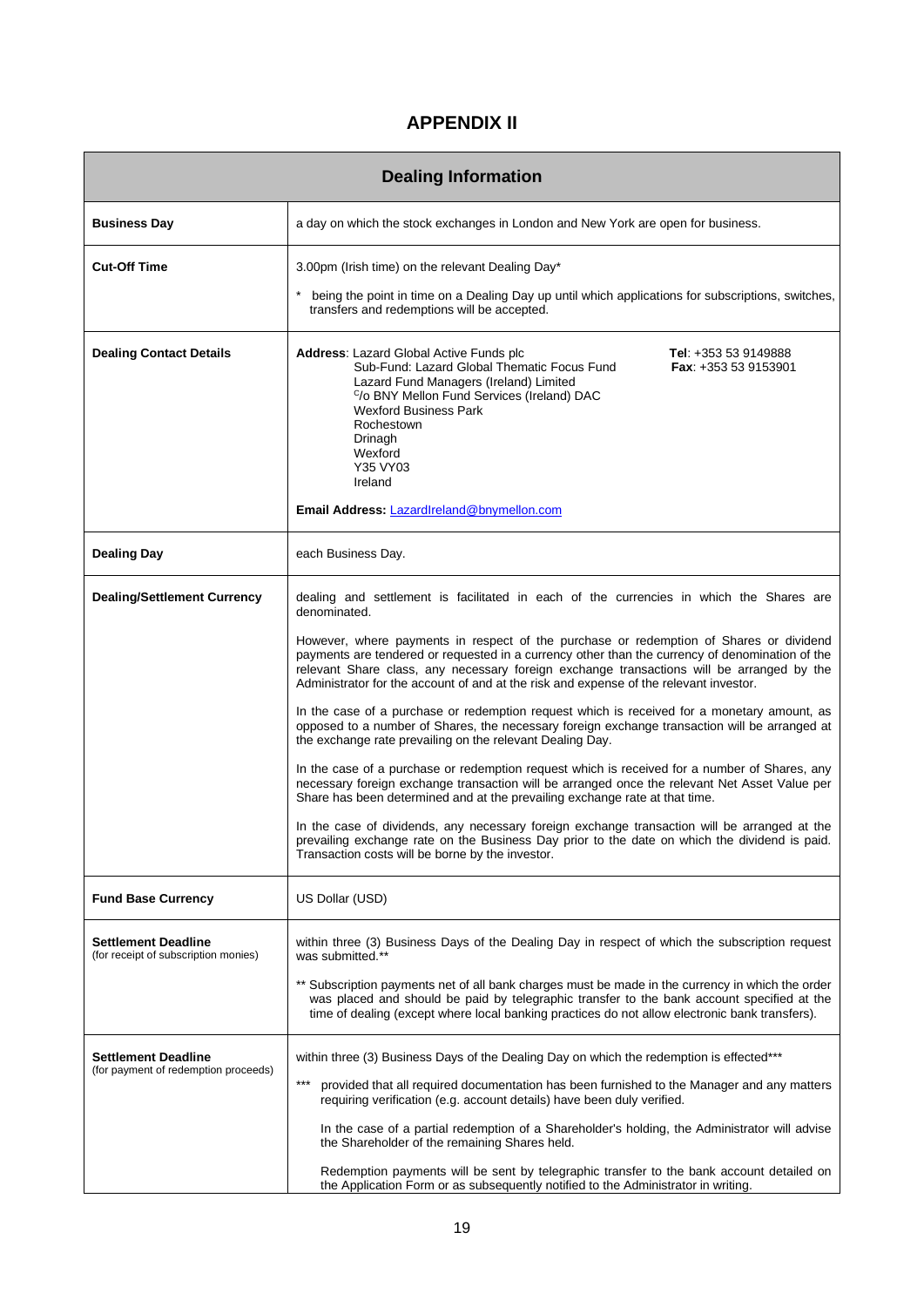# APPENDIX II

| Dealing Information | |
|---|---|
| **Business Day** | a day on which the stock exchanges in London and New York are open for business. |
| **Cut-Off Time** | 3.00pm (Irish time) on the relevant Dealing Day*<br><br>* being the point in time on a Dealing Day up until which applications for subscriptions, switches, transfers and redemptions will be accepted. |
| **Dealing Contact Details** | **Address**: Lazard Global Active Funds plc<br>Sub-Fund: Lazard Global Thematic Focus Fund<br>Lazard Fund Managers (Ireland) Limited<br>C/o BNY Mellon Fund Services (Ireland) DAC<br>Wexford Business Park<br>Rochestown<br>Drinagh<br>Wexford<br>Y35 VY03<br>Ireland<br><br>**Tel**: +353 53 9149888<br>**Fax**: +353 53 9153901<br><br>**Email Address:** LazardIreland@bnymellon.com |
| **Dealing Day** | each Business Day. |
| **Dealing/Settlement Currency** | dealing and settlement is facilitated in each of the currencies in which the Shares are denominated.<br><br>However, where payments in respect of the purchase or redemption of Shares or dividend payments are tendered or requested in a currency other than the currency of denomination of the relevant Share class, any necessary foreign exchange transactions will be arranged by the Administrator for the account of and at the risk and expense of the relevant investor.<br><br>In the case of a purchase or redemption request which is received for a monetary amount, as opposed to a number of Shares, the necessary foreign exchange transaction will be arranged at the exchange rate prevailing on the relevant Dealing Day.<br><br>In the case of a purchase or redemption request which is received for a number of Shares, any necessary foreign exchange transaction will be arranged once the relevant Net Asset Value per Share has been determined and at the prevailing exchange rate at that time.<br><br>In the case of dividends, any necessary foreign exchange transaction will be arranged at the prevailing exchange rate on the Business Day prior to the date on which the dividend is paid. Transaction costs will be borne by the investor. |
| **Fund Base Currency** | US Dollar (USD) |
| **Settlement Deadline**<br>(for receipt of subscription monies) | within three (3) Business Days of the Dealing Day in respect of which the subscription request was submitted.**<br><br>** Subscription payments net of all bank charges must be made in the currency in which the order was placed and should be paid by telegraphic transfer to the bank account specified at the time of dealing (except where local banking practices do not allow electronic bank transfers). |
| **Settlement Deadline**<br>(for payment of redemption proceeds) | within three (3) Business Days of the Dealing Day on which the redemption is effected***<br><br>*** provided that all required documentation has been furnished to the Manager and any matters requiring verification (e.g. account details) have been duly verified.<br><br>In the case of a partial redemption of a Shareholder's holding, the Administrator will advise the Shareholder of the remaining Shares held.<br><br>Redemption payments will be sent by telegraphic transfer to the bank account detailed on the Application Form or as subsequently notified to the Administrator in writing. |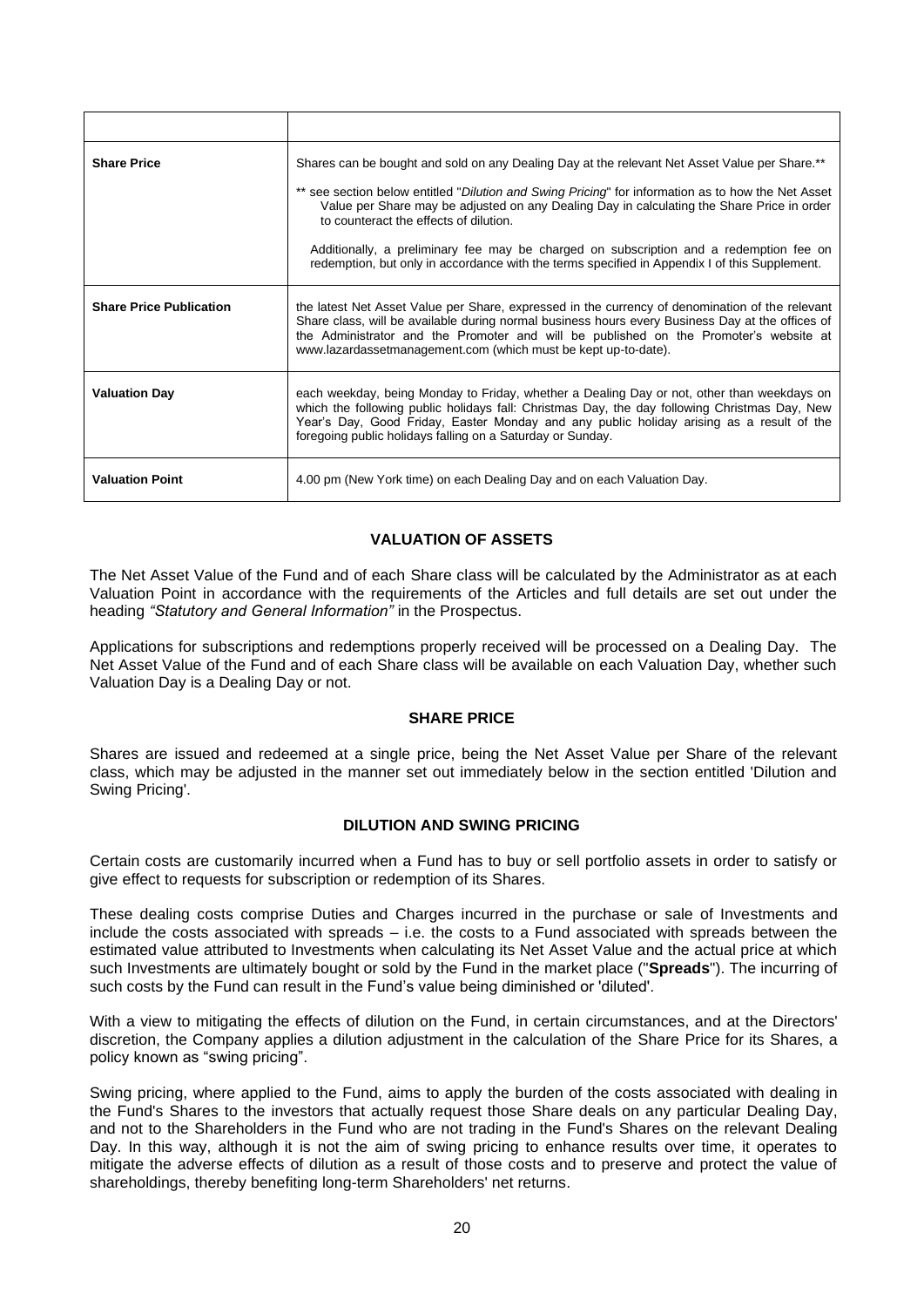| | |
|---|---|
| **Share Price** | Shares can be bought and sold on any Dealing Day at the relevant Net Asset Value per Share.** <br><br> ** see section below entitled "*Dilution and Swing Pricing*" for information as to how the Net Asset Value per Share may be adjusted on any Dealing Day in calculating the Share Price in order to counteract the effects of dilution. <br><br> Additionally, a preliminary fee may be charged on subscription and a redemption fee on redemption, but only in accordance with the terms specified in Appendix I of this Supplement. |
| **Share Price Publication** | the latest Net Asset Value per Share, expressed in the currency of denomination of the relevant Share class, will be available during normal business hours every Business Day at the offices of the Administrator and the Promoter and will be published on the Promoter's website at www.lazardassetmanagement.com (which must be kept up-to-date). |
| **Valuation Day** | each weekday, being Monday to Friday, whether a Dealing Day or not, other than weekdays on which the following public holidays fall: Christmas Day, the day following Christmas Day, New Year's Day, Good Friday, Easter Monday and any public holiday arising as a result of the foregoing public holidays falling on a Saturday or Sunday. |
| **Valuation Point** | 4.00 pm (New York time) on each Dealing Day and on each Valuation Day. |

## VALUATION OF ASSETS

The Net Asset Value of the Fund and of each Share class will be calculated by the Administrator as at each Valuation Point in accordance with the requirements of the Articles and full details are set out under the heading *"Statutory and General Information"* in the Prospectus.

Applications for subscriptions and redemptions properly received will be processed on a Dealing Day. The Net Asset Value of the Fund and of each Share class will be available on each Valuation Day, whether such Valuation Day is a Dealing Day or not.

## SHARE PRICE

Shares are issued and redeemed at a single price, being the Net Asset Value per Share of the relevant class, which may be adjusted in the manner set out immediately below in the section entitled 'Dilution and Swing Pricing'.

## DILUTION AND SWING PRICING

Certain costs are customarily incurred when a Fund has to buy or sell portfolio assets in order to satisfy or give effect to requests for subscription or redemption of its Shares.

These dealing costs comprise Duties and Charges incurred in the purchase or sale of Investments and include the costs associated with spreads – i.e. the costs to a Fund associated with spreads between the estimated value attributed to Investments when calculating its Net Asset Value and the actual price at which such Investments are ultimately bought or sold by the Fund in the market place ("**Spreads**"). The incurring of such costs by the Fund can result in the Fund's value being diminished or 'diluted'.

With a view to mitigating the effects of dilution on the Fund, in certain circumstances, and at the Directors' discretion, the Company applies a dilution adjustment in the calculation of the Share Price for its Shares, a policy known as "swing pricing".

Swing pricing, where applied to the Fund, aims to apply the burden of the costs associated with dealing in the Fund's Shares to the investors that actually request those Share deals on any particular Dealing Day, and not to the Shareholders in the Fund who are not trading in the Fund's Shares on the relevant Dealing Day. In this way, although it is not the aim of swing pricing to enhance results over time, it operates to mitigate the adverse effects of dilution as a result of those costs and to preserve and protect the value of shareholdings, thereby benefiting long-term Shareholders' net returns.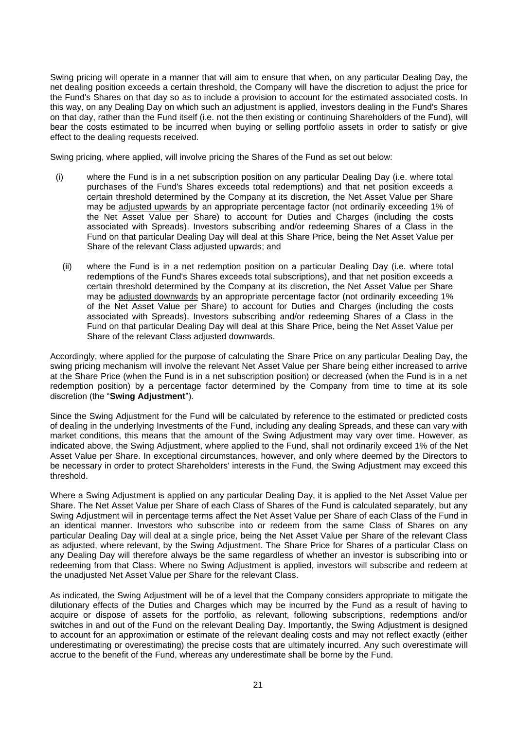Swing pricing will operate in a manner that will aim to ensure that when, on any particular Dealing Day, the net dealing position exceeds a certain threshold, the Company will have the discretion to adjust the price for the Fund's Shares on that day so as to include a provision to account for the estimated associated costs. In this way, on any Dealing Day on which such an adjustment is applied, investors dealing in the Fund's Shares on that day, rather than the Fund itself (i.e. not the then existing or continuing Shareholders of the Fund), will bear the costs estimated to be incurred when buying or selling portfolio assets in order to satisfy or give effect to the dealing requests received.

Swing pricing, where applied, will involve pricing the Shares of the Fund as set out below:

(i) where the Fund is in a net subscription position on any particular Dealing Day (i.e. where total purchases of the Fund's Shares exceeds total redemptions) and that net position exceeds a certain threshold determined by the Company at its discretion, the Net Asset Value per Share may be adjusted upwards by an appropriate percentage factor (not ordinarily exceeding 1% of the Net Asset Value per Share) to account for Duties and Charges (including the costs associated with Spreads). Investors subscribing and/or redeeming Shares of a Class in the Fund on that particular Dealing Day will deal at this Share Price, being the Net Asset Value per Share of the relevant Class adjusted upwards; and

(ii) where the Fund is in a net redemption position on a particular Dealing Day (i.e. where total redemptions of the Fund's Shares exceeds total subscriptions), and that net position exceeds a certain threshold determined by the Company at its discretion, the Net Asset Value per Share may be adjusted downwards by an appropriate percentage factor (not ordinarily exceeding 1% of the Net Asset Value per Share) to account for Duties and Charges (including the costs associated with Spreads). Investors subscribing and/or redeeming Shares of a Class in the Fund on that particular Dealing Day will deal at this Share Price, being the Net Asset Value per Share of the relevant Class adjusted downwards.

Accordingly, where applied for the purpose of calculating the Share Price on any particular Dealing Day, the swing pricing mechanism will involve the relevant Net Asset Value per Share being either increased to arrive at the Share Price (when the Fund is in a net subscription position) or decreased (when the Fund is in a net redemption position) by a percentage factor determined by the Company from time to time at its sole discretion (the "**Swing Adjustment**").

Since the Swing Adjustment for the Fund will be calculated by reference to the estimated or predicted costs of dealing in the underlying Investments of the Fund, including any dealing Spreads, and these can vary with market conditions, this means that the amount of the Swing Adjustment may vary over time. However, as indicated above, the Swing Adjustment, where applied to the Fund, shall not ordinarily exceed 1% of the Net Asset Value per Share. In exceptional circumstances, however, and only where deemed by the Directors to be necessary in order to protect Shareholders' interests in the Fund, the Swing Adjustment may exceed this threshold.

Where a Swing Adjustment is applied on any particular Dealing Day, it is applied to the Net Asset Value per Share. The Net Asset Value per Share of each Class of Shares of the Fund is calculated separately, but any Swing Adjustment will in percentage terms affect the Net Asset Value per Share of each Class of the Fund in an identical manner. Investors who subscribe into or redeem from the same Class of Shares on any particular Dealing Day will deal at a single price, being the Net Asset Value per Share of the relevant Class as adjusted, where relevant, by the Swing Adjustment. The Share Price for Shares of a particular Class on any Dealing Day will therefore always be the same regardless of whether an investor is subscribing into or redeeming from that Class. Where no Swing Adjustment is applied, investors will subscribe and redeem at the unadjusted Net Asset Value per Share for the relevant Class.

As indicated, the Swing Adjustment will be of a level that the Company considers appropriate to mitigate the dilutionary effects of the Duties and Charges which may be incurred by the Fund as a result of having to acquire or dispose of assets for the portfolio, as relevant, following subscriptions, redemptions and/or switches in and out of the Fund on the relevant Dealing Day. Importantly, the Swing Adjustment is designed to account for an approximation or estimate of the relevant dealing costs and may not reflect exactly (either underestimating or overestimating) the precise costs that are ultimately incurred. Any such overestimate will accrue to the benefit of the Fund, whereas any underestimate shall be borne by the Fund.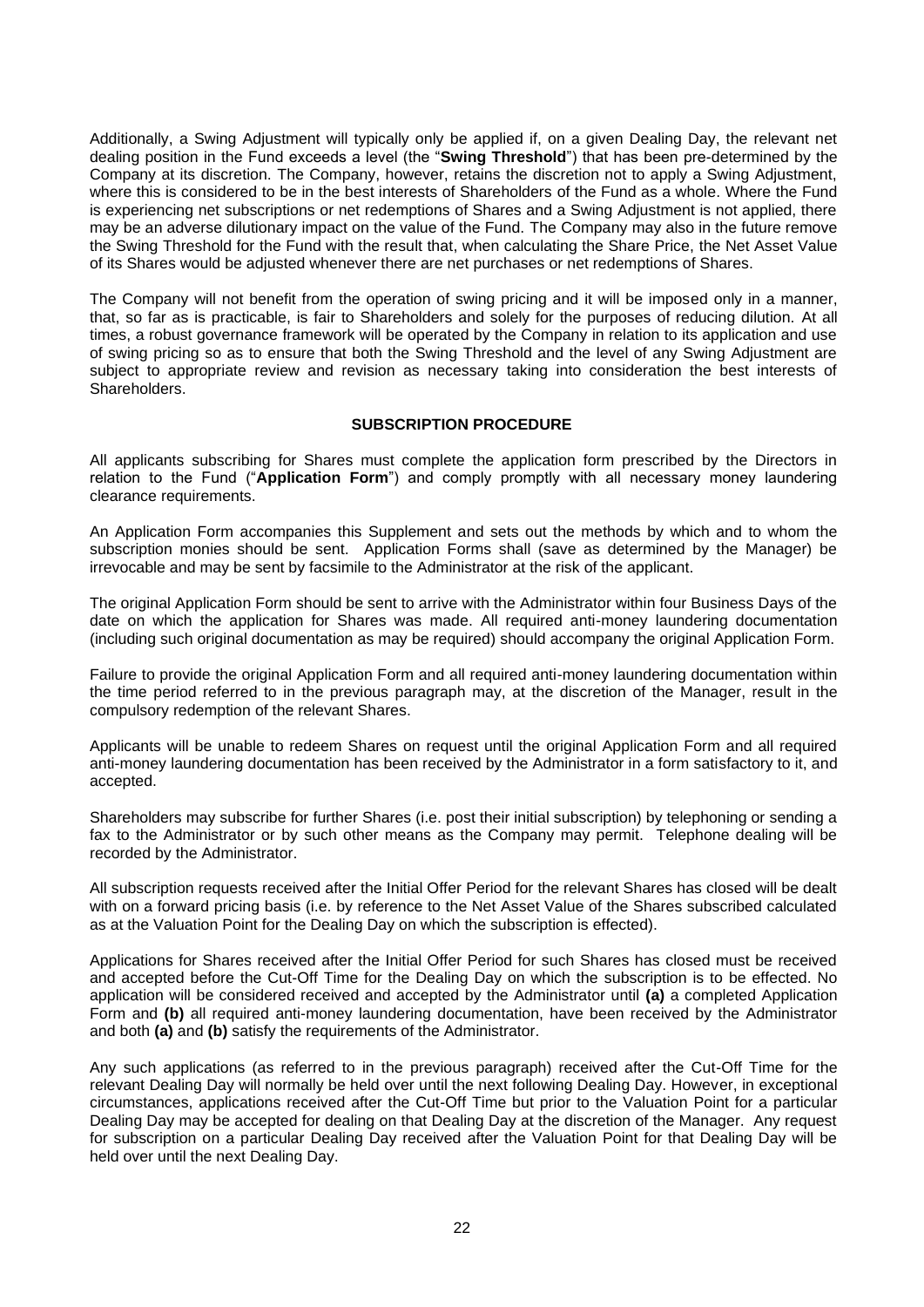Additionally, a Swing Adjustment will typically only be applied if, on a given Dealing Day, the relevant net dealing position in the Fund exceeds a level (the "**Swing Threshold**") that has been pre-determined by the Company at its discretion. The Company, however, retains the discretion not to apply a Swing Adjustment, where this is considered to be in the best interests of Shareholders of the Fund as a whole. Where the Fund is experiencing net subscriptions or net redemptions of Shares and a Swing Adjustment is not applied, there may be an adverse dilutionary impact on the value of the Fund. The Company may also in the future remove the Swing Threshold for the Fund with the result that, when calculating the Share Price, the Net Asset Value of its Shares would be adjusted whenever there are net purchases or net redemptions of Shares.

The Company will not benefit from the operation of swing pricing and it will be imposed only in a manner, that, so far as is practicable, is fair to Shareholders and solely for the purposes of reducing dilution. At all times, a robust governance framework will be operated by the Company in relation to its application and use of swing pricing so as to ensure that both the Swing Threshold and the level of any Swing Adjustment are subject to appropriate review and revision as necessary taking into consideration the best interests of Shareholders.

## SUBSCRIPTION PROCEDURE

All applicants subscribing for Shares must complete the application form prescribed by the Directors in relation to the Fund ("**Application Form**") and comply promptly with all necessary money laundering clearance requirements.

An Application Form accompanies this Supplement and sets out the methods by which and to whom the subscription monies should be sent. Application Forms shall (save as determined by the Manager) be irrevocable and may be sent by facsimile to the Administrator at the risk of the applicant.

The original Application Form should be sent to arrive with the Administrator within four Business Days of the date on which the application for Shares was made. All required anti-money laundering documentation (including such original documentation as may be required) should accompany the original Application Form.

Failure to provide the original Application Form and all required anti-money laundering documentation within the time period referred to in the previous paragraph may, at the discretion of the Manager, result in the compulsory redemption of the relevant Shares.

Applicants will be unable to redeem Shares on request until the original Application Form and all required anti-money laundering documentation has been received by the Administrator in a form satisfactory to it, and accepted.

Shareholders may subscribe for further Shares (i.e. post their initial subscription) by telephoning or sending a fax to the Administrator or by such other means as the Company may permit. Telephone dealing will be recorded by the Administrator.

All subscription requests received after the Initial Offer Period for the relevant Shares has closed will be dealt with on a forward pricing basis (i.e. by reference to the Net Asset Value of the Shares subscribed calculated as at the Valuation Point for the Dealing Day on which the subscription is effected).

Applications for Shares received after the Initial Offer Period for such Shares has closed must be received and accepted before the Cut-Off Time for the Dealing Day on which the subscription is to be effected. No application will be considered received and accepted by the Administrator until **(a)** a completed Application Form and **(b)** all required anti-money laundering documentation, have been received by the Administrator and both **(a)** and **(b)** satisfy the requirements of the Administrator.

Any such applications (as referred to in the previous paragraph) received after the Cut-Off Time for the relevant Dealing Day will normally be held over until the next following Dealing Day. However, in exceptional circumstances, applications received after the Cut-Off Time but prior to the Valuation Point for a particular Dealing Day may be accepted for dealing on that Dealing Day at the discretion of the Manager. Any request for subscription on a particular Dealing Day received after the Valuation Point for that Dealing Day will be held over until the next Dealing Day.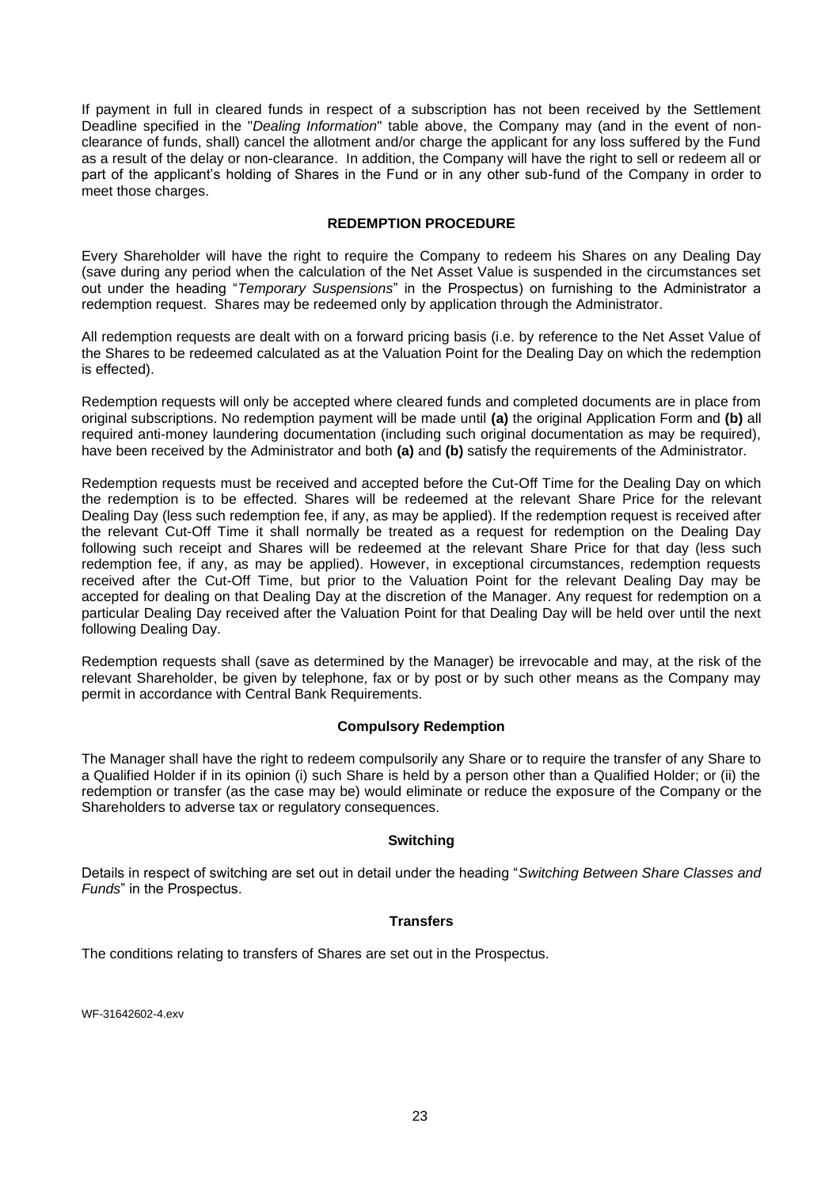If payment in full in cleared funds in respect of a subscription has not been received by the Settlement Deadline specified in the "*Dealing Information*" table above, the Company may (and in the event of non-clearance of funds, shall) cancel the allotment and/or charge the applicant for any loss suffered by the Fund as a result of the delay or non-clearance. In addition, the Company will have the right to sell or redeem all or part of the applicant's holding of Shares in the Fund or in any other sub-fund of the Company in order to meet those charges.

## REDEMPTION PROCEDURE

Every Shareholder will have the right to require the Company to redeem his Shares on any Dealing Day (save during any period when the calculation of the Net Asset Value is suspended in the circumstances set out under the heading "*Temporary Suspensions*" in the Prospectus) on furnishing to the Administrator a redemption request. Shares may be redeemed only by application through the Administrator.

All redemption requests are dealt with on a forward pricing basis (i.e. by reference to the Net Asset Value of the Shares to be redeemed calculated as at the Valuation Point for the Dealing Day on which the redemption is effected).

Redemption requests will only be accepted where cleared funds and completed documents are in place from original subscriptions. No redemption payment will be made until **(a)** the original Application Form and **(b)** all required anti-money laundering documentation (including such original documentation as may be required), have been received by the Administrator and both **(a)** and **(b)** satisfy the requirements of the Administrator.

Redemption requests must be received and accepted before the Cut-Off Time for the Dealing Day on which the redemption is to be effected. Shares will be redeemed at the relevant Share Price for the relevant Dealing Day (less such redemption fee, if any, as may be applied). If the redemption request is received after the relevant Cut-Off Time it shall normally be treated as a request for redemption on the Dealing Day following such receipt and Shares will be redeemed at the relevant Share Price for that day (less such redemption fee, if any, as may be applied). However, in exceptional circumstances, redemption requests received after the Cut-Off Time, but prior to the Valuation Point for the relevant Dealing Day may be accepted for dealing on that Dealing Day at the discretion of the Manager. Any request for redemption on a particular Dealing Day received after the Valuation Point for that Dealing Day will be held over until the next following Dealing Day.

Redemption requests shall (save as determined by the Manager) be irrevocable and may, at the risk of the relevant Shareholder, be given by telephone, fax or by post or by such other means as the Company may permit in accordance with Central Bank Requirements.

### Compulsory Redemption

The Manager shall have the right to redeem compulsorily any Share or to require the transfer of any Share to a Qualified Holder if in its opinion (i) such Share is held by a person other than a Qualified Holder; or (ii) the redemption or transfer (as the case may be) would eliminate or reduce the exposure of the Company or the Shareholders to adverse tax or regulatory consequences.

### Switching

Details in respect of switching are set out in detail under the heading "*Switching Between Share Classes and Funds*" in the Prospectus.

### Transfers

The conditions relating to transfers of Shares are set out in the Prospectus.

WF-31642602-4.exv